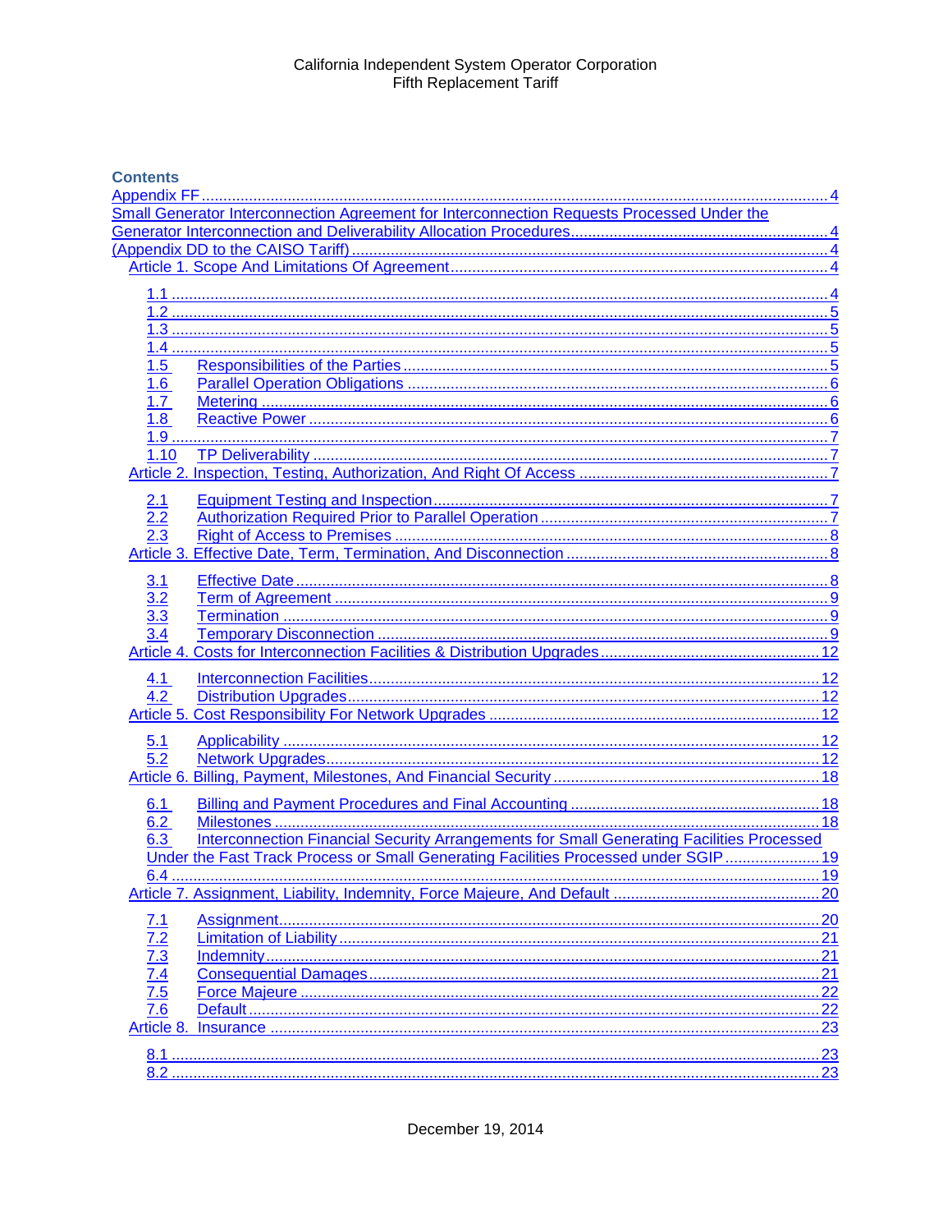California Independent System Operator Corporation
Fifth Replacement Tariff

**Contents**

Appendix FF ..... 4
Small Generator Interconnection Agreement for Interconnection Requests Processed Under the Generator Interconnection and Deliverability Allocation Procedures ..... 4
(Appendix DD to the CAISO Tariff) ..... 4
Article 1. Scope And Limitations Of Agreement ..... 4

- 1.1 ..... 4
- 1.2 ..... 5
- 1.3 ..... 5
- 1.4 ..... 5
- 1.5 Responsibilities of the Parties ..... 5
- 1.6 Parallel Operation Obligations ..... 6
- 1.7 Metering ..... 6
- 1.8 Reactive Power ..... 6
- 1.9 ..... 7
- 1.10 TP Deliverability ..... 7

Article 2. Inspection, Testing, Authorization, And Right Of Access ..... 7

- 2.1 Equipment Testing and Inspection ..... 7
- 2.2 Authorization Required Prior to Parallel Operation ..... 7
- 2.3 Right of Access to Premises ..... 8

Article 3. Effective Date, Term, Termination, And Disconnection ..... 8

- 3.1 Effective Date ..... 8
- 3.2 Term of Agreement ..... 9
- 3.3 Termination ..... 9
- 3.4 Temporary Disconnection ..... 9

Article 4. Costs for Interconnection Facilities & Distribution Upgrades ..... 12

- 4.1 Interconnection Facilities ..... 12
- 4.2 Distribution Upgrades ..... 12

Article 5. Cost Responsibility For Network Upgrades ..... 12

- 5.1 Applicability ..... 12
- 5.2 Network Upgrades ..... 12

Article 6. Billing, Payment, Milestones, And Financial Security ..... 18

- 6.1 Billing and Payment Procedures and Final Accounting ..... 18
- 6.2 Milestones ..... 18
- 6.3 Interconnection Financial Security Arrangements for Small Generating Facilities Processed Under the Fast Track Process or Small Generating Facilities Processed under SGIP ..... 19
- 6.4 ..... 19

Article 7. Assignment, Liability, Indemnity, Force Majeure, And Default ..... 20

- 7.1 Assignment ..... 20
- 7.2 Limitation of Liability ..... 21
- 7.3 Indemnity ..... 21
- 7.4 Consequential Damages ..... 21
- 7.5 Force Majeure ..... 22
- 7.6 Default ..... 22

Article 8. Insurance ..... 23

- 8.1 ..... 23
- 8.2 ..... 23

December 19, 2014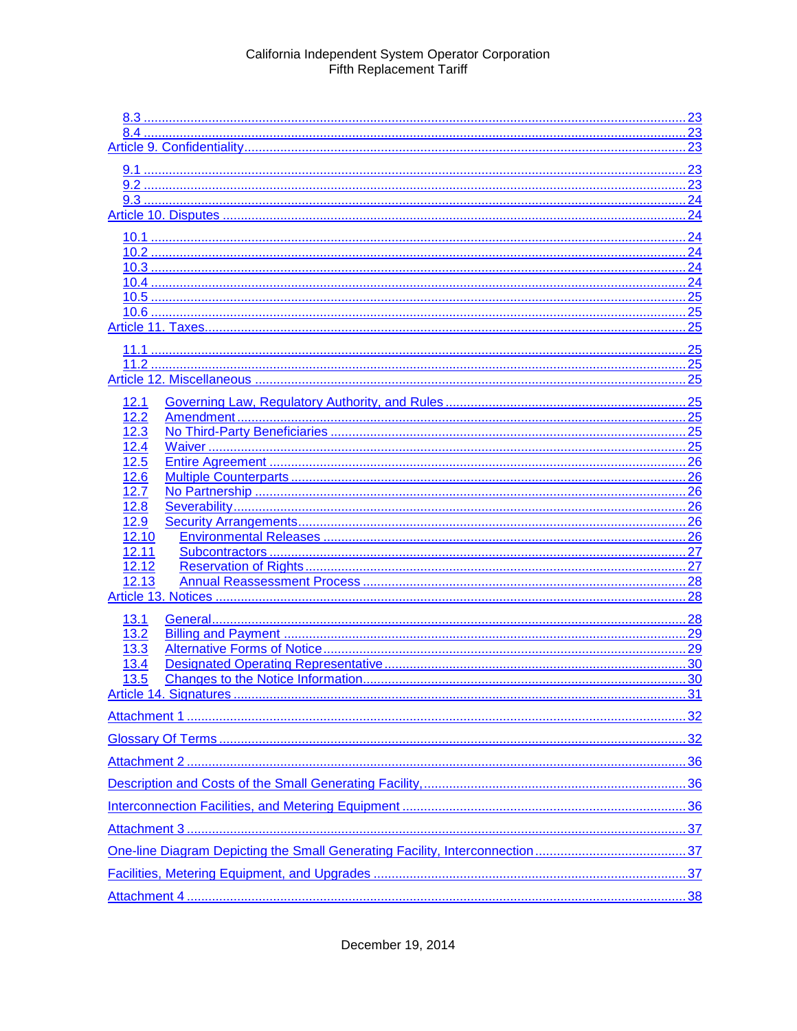8.3 ........................................................................................................................................ 23
8.4 ........................................................................................................................................ 23
Article 9. Confidentiality .................................................................................................................. 23

9.1 ........................................................................................................................................ 23
9.2 ........................................................................................................................................ 23
9.3 ........................................................................................................................................ 24
Article 10. Disputes ......................................................................................................................... 24

10.1 ...................................................................................................................................... 24
10.2 ...................................................................................................................................... 24
10.3 ...................................................................................................................................... 24
10.4 ...................................................................................................................................... 24
10.5 ...................................................................................................................................... 25
10.6 ...................................................................................................................................... 25
Article 11. Taxes .............................................................................................................................. 25

11.1 ...................................................................................................................................... 25
11.2 ...................................................................................................................................... 25
Article 12. Miscellaneous ................................................................................................................ 25

12.1 Governing Law, Regulatory Authority, and Rules ................................................................ 25
12.2 Amendment ........................................................................................................................ 25
12.3 No Third-Party Beneficiaries ............................................................................................... 25
12.4 Waiver ................................................................................................................................ 25
12.5 Entire Agreement ............................................................................................................... 26
12.6 Multiple Counterparts ......................................................................................................... 26
12.7 No Partnership ................................................................................................................... 26
12.8 Severability ......................................................................................................................... 26
12.9 Security Arrangements ....................................................................................................... 26
12.10 Environmental Releases .................................................................................................. 26
12.11 Subcontractors ................................................................................................................ 27
12.12 Reservation of Rights ...................................................................................................... 27
12.13 Annual Reassessment Process ....................................................................................... 28
Article 13. Notices ........................................................................................................................... 28

13.1 General ............................................................................................................................... 28
13.2 Billing and Payment ............................................................................................................ 29
13.3 Alternative Forms of Notice ................................................................................................ 29
13.4 Designated Operating Representative ................................................................................ 30
13.5 Changes to the Notice Information ..................................................................................... 30
Article 14. Signatures ....................................................................................................................... 31

Attachment 1 .................................................................................................................................... 32

Glossary Of Terms ............................................................................................................................ 32

Attachment 2 .................................................................................................................................... 36

Description and Costs of the Small Generating Facility, .................................................................. 36

Interconnection Facilities, and Metering Equipment ......................................................................... 36

Attachment 3 .................................................................................................................................... 37

One-line Diagram Depicting the Small Generating Facility, Interconnection .................................... 37

Facilities, Metering Equipment, and Upgrades ................................................................................. 37

Attachment 4 .................................................................................................................................... 38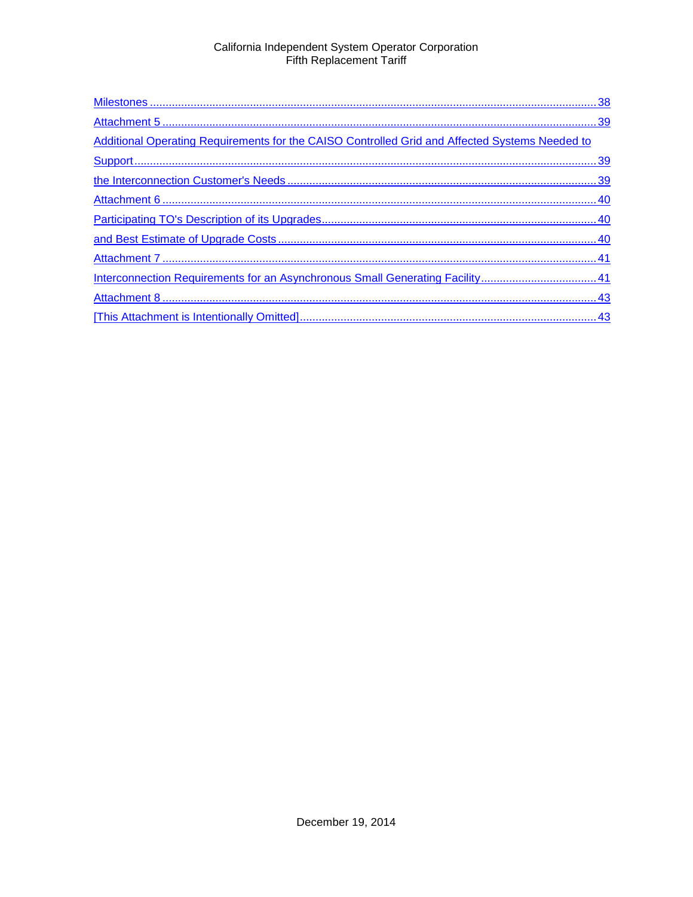Milestones ........................................................................................................................................ 38

Attachment 5 ..................................................................................................................................... 39

Additional Operating Requirements for the CAISO Controlled Grid and Affected Systems Needed to

Support .............................................................................................................................................. 39

the Interconnection Customer's Needs ............................................................................................. 39

Attachment 6 ..................................................................................................................................... 40

Participating TO's Description of its Upgrades .................................................................................. 40

and Best Estimate of Upgrade Costs ................................................................................................. 40

Attachment 7 ..................................................................................................................................... 41

Interconnection Requirements for an Asynchronous Small Generating Facility ................................ 41

Attachment 8 ..................................................................................................................................... 43

[This Attachment is Intentionally Omitted] .......................................................................................... 43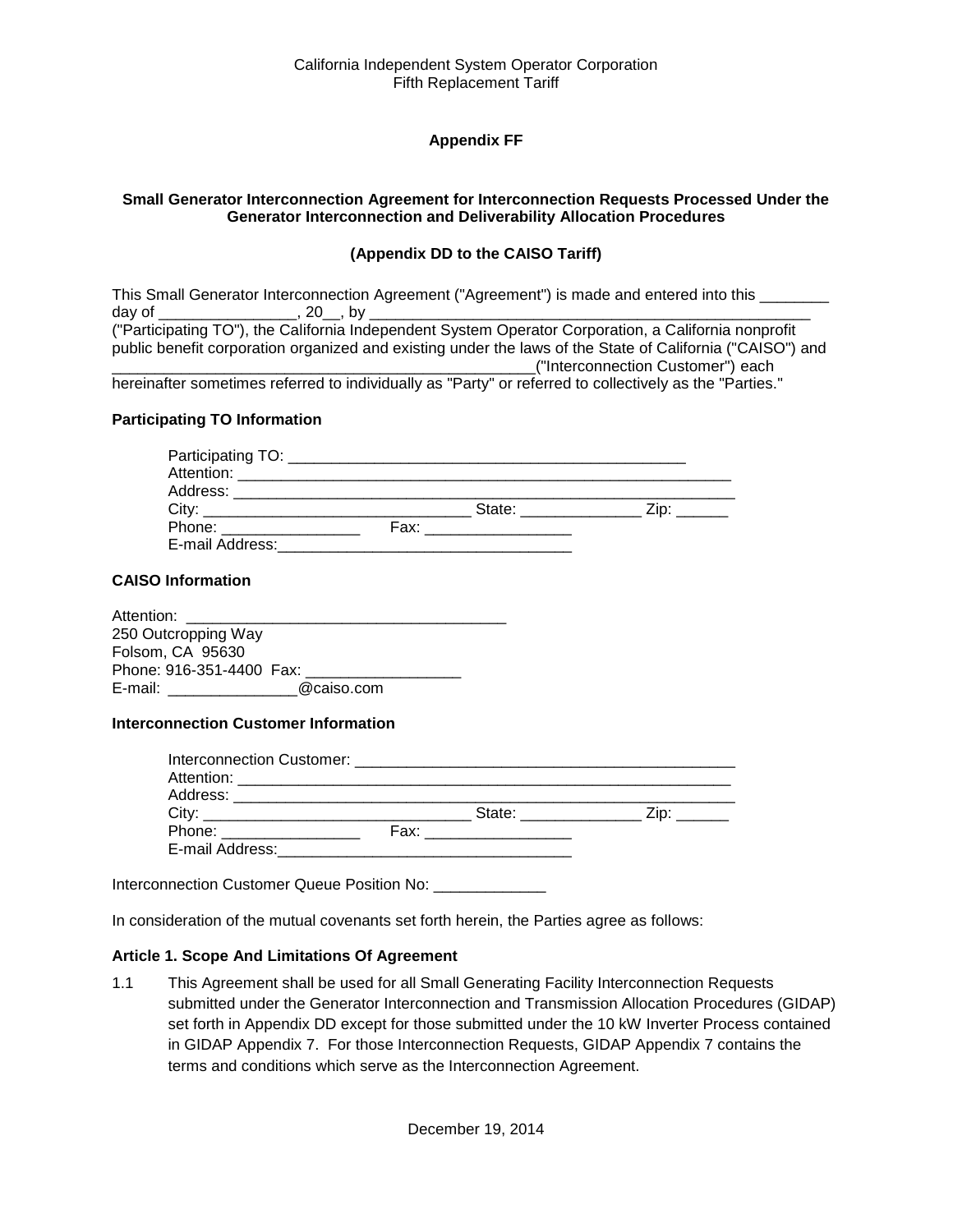California Independent System Operator Corporation
Fifth Replacement Tariff

**Appendix FF**

**Small Generator Interconnection Agreement for Interconnection Requests Processed Under the Generator Interconnection and Deliverability Allocation Procedures**

**(Appendix DD to the CAISO Tariff)**

This Small Generator Interconnection Agreement ("Agreement") is made and entered into this ________ day of ________________, 20__, by _____________________________________________________ ("Participating TO"), the California Independent System Operator Corporation, a California nonprofit public benefit corporation organized and existing under the laws of the State of California ("CAISO") and ___________________________________________________("Interconnection Customer") each hereinafter sometimes referred to individually as "Party" or referred to collectively as the "Parties."

**Participating TO Information**

Participating TO: ________________________________________________
Attention: ____________________________________________________________
Address: _____________________________________________________________
City: _________________________________ State: ______________ Zip: ______
Phone: ________________ Fax: _________________
E-mail Address:____________________________________

**CAISO Information**

Attention: ______________________________________
250 Outcropping Way
Folsom, CA 95630
Phone: 916-351-4400 Fax: __________________
E-mail: _______________@caiso.com

**Interconnection Customer Information**

Interconnection Customer: _____________________________________________
Attention: ____________________________________________________________
Address: _____________________________________________________________
City: _________________________________ State: ______________ Zip: ______
Phone: ________________ Fax: _________________
E-mail Address:____________________________________

Interconnection Customer Queue Position No: _____________

In consideration of the mutual covenants set forth herein, the Parties agree as follows:

**Article 1. Scope And Limitations Of Agreement**

1.1 This Agreement shall be used for all Small Generating Facility Interconnection Requests submitted under the Generator Interconnection and Transmission Allocation Procedures (GIDAP) set forth in Appendix DD except for those submitted under the 10 kW Inverter Process contained in GIDAP Appendix 7. For those Interconnection Requests, GIDAP Appendix 7 contains the terms and conditions which serve as the Interconnection Agreement.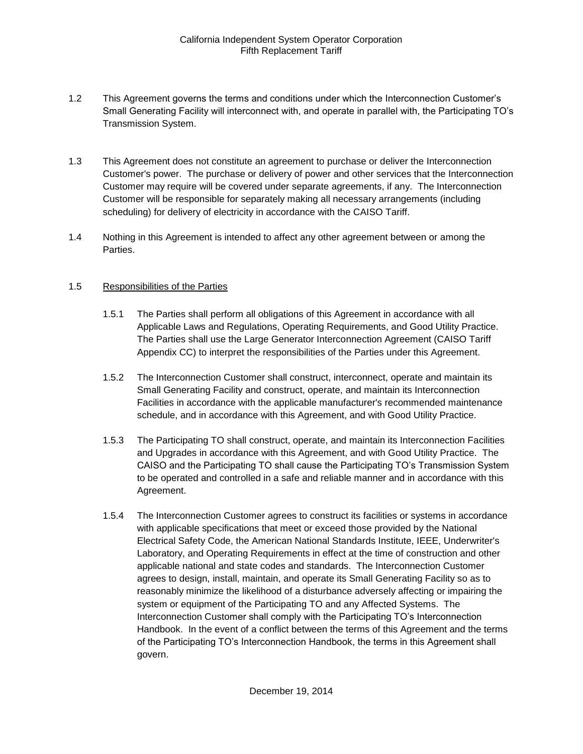1.2 This Agreement governs the terms and conditions under which the Interconnection Customer's Small Generating Facility will interconnect with, and operate in parallel with, the Participating TO's Transmission System.

1.3 This Agreement does not constitute an agreement to purchase or deliver the Interconnection Customer's power. The purchase or delivery of power and other services that the Interconnection Customer may require will be covered under separate agreements, if any. The Interconnection Customer will be responsible for separately making all necessary arrangements (including scheduling) for delivery of electricity in accordance with the CAISO Tariff.

1.4 Nothing in this Agreement is intended to affect any other agreement between or among the Parties.

1.5 Responsibilities of the Parties

1.5.1 The Parties shall perform all obligations of this Agreement in accordance with all Applicable Laws and Regulations, Operating Requirements, and Good Utility Practice. The Parties shall use the Large Generator Interconnection Agreement (CAISO Tariff Appendix CC) to interpret the responsibilities of the Parties under this Agreement.

1.5.2 The Interconnection Customer shall construct, interconnect, operate and maintain its Small Generating Facility and construct, operate, and maintain its Interconnection Facilities in accordance with the applicable manufacturer's recommended maintenance schedule, and in accordance with this Agreement, and with Good Utility Practice.

1.5.3 The Participating TO shall construct, operate, and maintain its Interconnection Facilities and Upgrades in accordance with this Agreement, and with Good Utility Practice. The CAISO and the Participating TO shall cause the Participating TO's Transmission System to be operated and controlled in a safe and reliable manner and in accordance with this Agreement.

1.5.4 The Interconnection Customer agrees to construct its facilities or systems in accordance with applicable specifications that meet or exceed those provided by the National Electrical Safety Code, the American National Standards Institute, IEEE, Underwriter's Laboratory, and Operating Requirements in effect at the time of construction and other applicable national and state codes and standards. The Interconnection Customer agrees to design, install, maintain, and operate its Small Generating Facility so as to reasonably minimize the likelihood of a disturbance adversely affecting or impairing the system or equipment of the Participating TO and any Affected Systems. The Interconnection Customer shall comply with the Participating TO's Interconnection Handbook. In the event of a conflict between the terms of this Agreement and the terms of the Participating TO's Interconnection Handbook, the terms in this Agreement shall govern.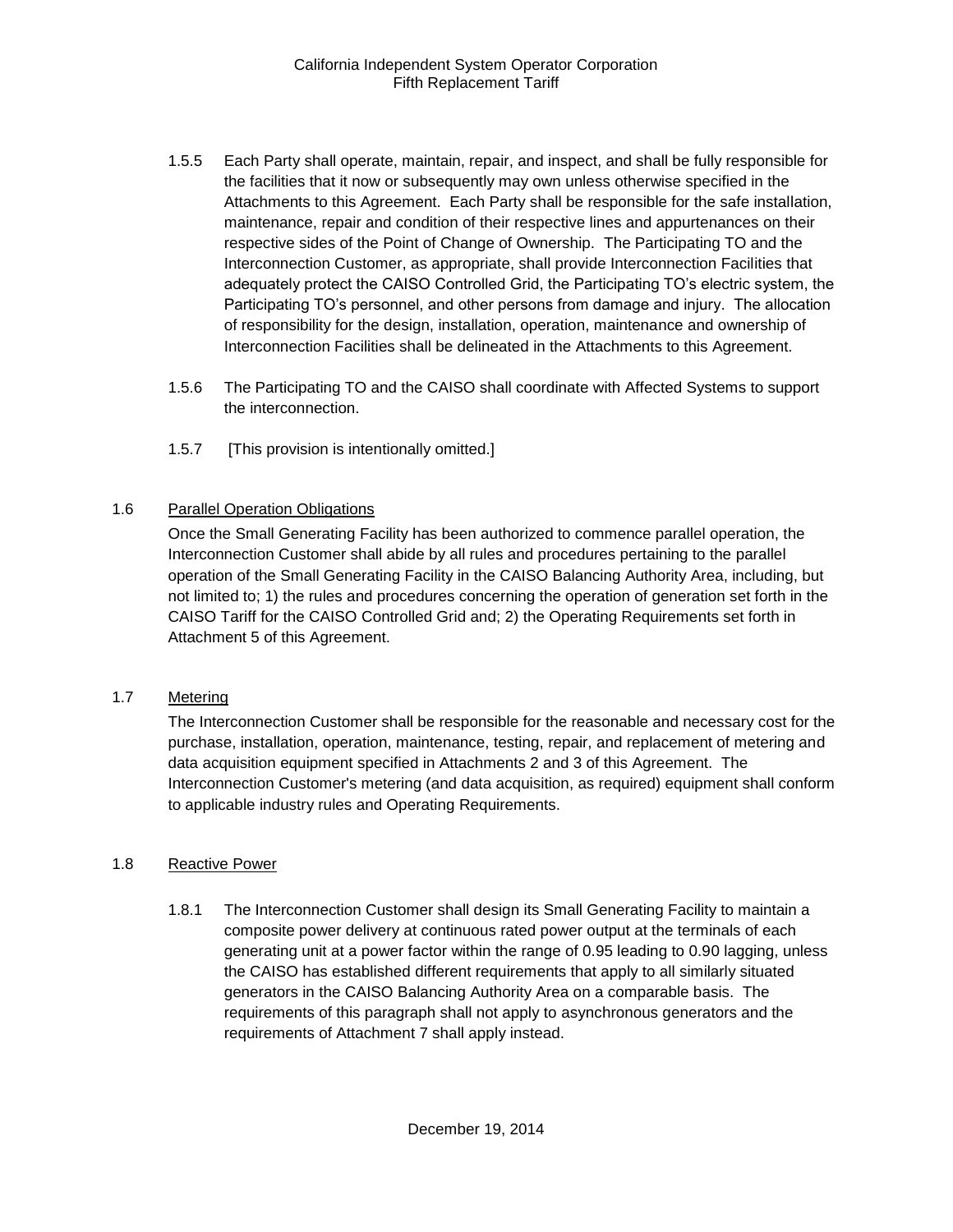1.5.5 Each Party shall operate, maintain, repair, and inspect, and shall be fully responsible for the facilities that it now or subsequently may own unless otherwise specified in the Attachments to this Agreement. Each Party shall be responsible for the safe installation, maintenance, repair and condition of their respective lines and appurtenances on their respective sides of the Point of Change of Ownership. The Participating TO and the Interconnection Customer, as appropriate, shall provide Interconnection Facilities that adequately protect the CAISO Controlled Grid, the Participating TO's electric system, the Participating TO's personnel, and other persons from damage and injury. The allocation of responsibility for the design, installation, operation, maintenance and ownership of Interconnection Facilities shall be delineated in the Attachments to this Agreement.

1.5.6 The Participating TO and the CAISO shall coordinate with Affected Systems to support the interconnection.

1.5.7 [This provision is intentionally omitted.]

1.6 Parallel Operation Obligations

Once the Small Generating Facility has been authorized to commence parallel operation, the Interconnection Customer shall abide by all rules and procedures pertaining to the parallel operation of the Small Generating Facility in the CAISO Balancing Authority Area, including, but not limited to; 1) the rules and procedures concerning the operation of generation set forth in the CAISO Tariff for the CAISO Controlled Grid and; 2) the Operating Requirements set forth in Attachment 5 of this Agreement.

1.7 Metering

The Interconnection Customer shall be responsible for the reasonable and necessary cost for the purchase, installation, operation, maintenance, testing, repair, and replacement of metering and data acquisition equipment specified in Attachments 2 and 3 of this Agreement. The Interconnection Customer's metering (and data acquisition, as required) equipment shall conform to applicable industry rules and Operating Requirements.

1.8 Reactive Power

1.8.1 The Interconnection Customer shall design its Small Generating Facility to maintain a composite power delivery at continuous rated power output at the terminals of each generating unit at a power factor within the range of 0.95 leading to 0.90 lagging, unless the CAISO has established different requirements that apply to all similarly situated generators in the CAISO Balancing Authority Area on a comparable basis. The requirements of this paragraph shall not apply to asynchronous generators and the requirements of Attachment 7 shall apply instead.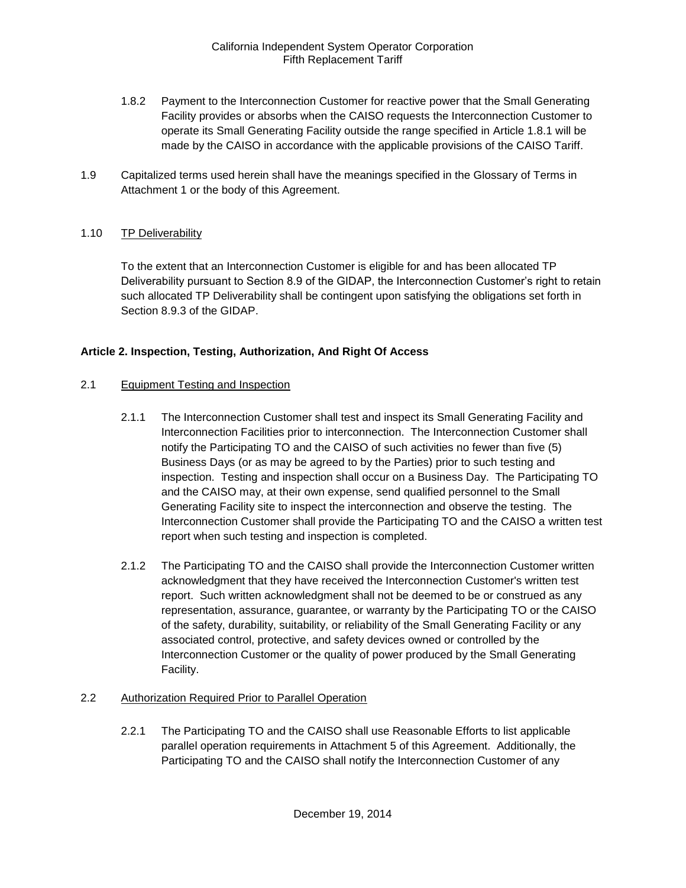1.8.2 Payment to the Interconnection Customer for reactive power that the Small Generating Facility provides or absorbs when the CAISO requests the Interconnection Customer to operate its Small Generating Facility outside the range specified in Article 1.8.1 will be made by the CAISO in accordance with the applicable provisions of the CAISO Tariff.

1.9 Capitalized terms used herein shall have the meanings specified in the Glossary of Terms in Attachment 1 or the body of this Agreement.

1.10 TP Deliverability

To the extent that an Interconnection Customer is eligible for and has been allocated TP Deliverability pursuant to Section 8.9 of the GIDAP, the Interconnection Customer's right to retain such allocated TP Deliverability shall be contingent upon satisfying the obligations set forth in Section 8.9.3 of the GIDAP.

**Article 2. Inspection, Testing, Authorization, And Right Of Access**

2.1 Equipment Testing and Inspection

2.1.1 The Interconnection Customer shall test and inspect its Small Generating Facility and Interconnection Facilities prior to interconnection. The Interconnection Customer shall notify the Participating TO and the CAISO of such activities no fewer than five (5) Business Days (or as may be agreed to by the Parties) prior to such testing and inspection. Testing and inspection shall occur on a Business Day. The Participating TO and the CAISO may, at their own expense, send qualified personnel to the Small Generating Facility site to inspect the interconnection and observe the testing. The Interconnection Customer shall provide the Participating TO and the CAISO a written test report when such testing and inspection is completed.

2.1.2 The Participating TO and the CAISO shall provide the Interconnection Customer written acknowledgment that they have received the Interconnection Customer's written test report. Such written acknowledgment shall not be deemed to be or construed as any representation, assurance, guarantee, or warranty by the Participating TO or the CAISO of the safety, durability, suitability, or reliability of the Small Generating Facility or any associated control, protective, and safety devices owned or controlled by the Interconnection Customer or the quality of power produced by the Small Generating Facility.

2.2 Authorization Required Prior to Parallel Operation

2.2.1 The Participating TO and the CAISO shall use Reasonable Efforts to list applicable parallel operation requirements in Attachment 5 of this Agreement. Additionally, the Participating TO and the CAISO shall notify the Interconnection Customer of any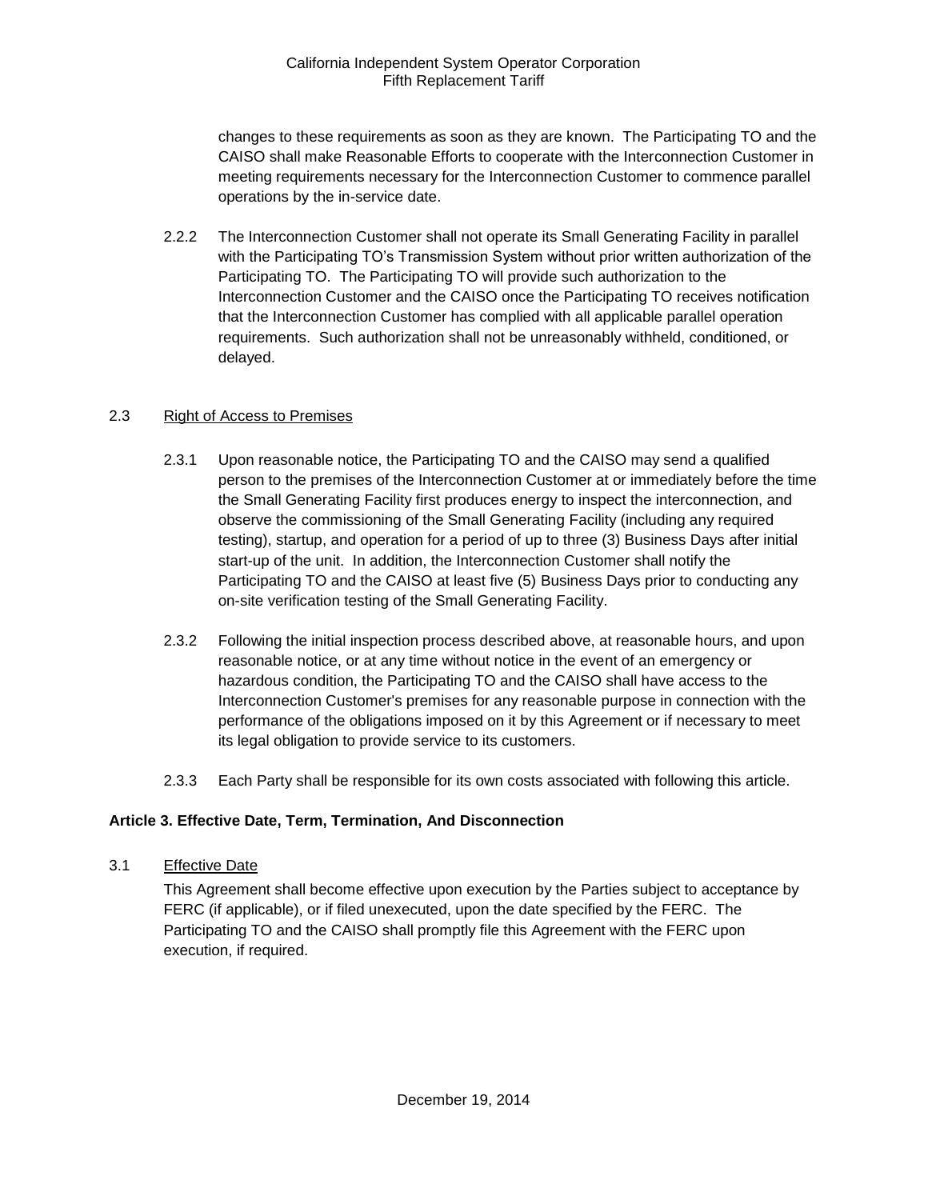changes to these requirements as soon as they are known. The Participating TO and the CAISO shall make Reasonable Efforts to cooperate with the Interconnection Customer in meeting requirements necessary for the Interconnection Customer to commence parallel operations by the in-service date.

2.2.2 The Interconnection Customer shall not operate its Small Generating Facility in parallel with the Participating TO's Transmission System without prior written authorization of the Participating TO. The Participating TO will provide such authorization to the Interconnection Customer and the CAISO once the Participating TO receives notification that the Interconnection Customer has complied with all applicable parallel operation requirements. Such authorization shall not be unreasonably withheld, conditioned, or delayed.

2.3 Right of Access to Premises

2.3.1 Upon reasonable notice, the Participating TO and the CAISO may send a qualified person to the premises of the Interconnection Customer at or immediately before the time the Small Generating Facility first produces energy to inspect the interconnection, and observe the commissioning of the Small Generating Facility (including any required testing), startup, and operation for a period of up to three (3) Business Days after initial start-up of the unit. In addition, the Interconnection Customer shall notify the Participating TO and the CAISO at least five (5) Business Days prior to conducting any on-site verification testing of the Small Generating Facility.

2.3.2 Following the initial inspection process described above, at reasonable hours, and upon reasonable notice, or at any time without notice in the event of an emergency or hazardous condition, the Participating TO and the CAISO shall have access to the Interconnection Customer's premises for any reasonable purpose in connection with the performance of the obligations imposed on it by this Agreement or if necessary to meet its legal obligation to provide service to its customers.

2.3.3 Each Party shall be responsible for its own costs associated with following this article.

## Article 3. Effective Date, Term, Termination, And Disconnection

3.1 Effective Date

This Agreement shall become effective upon execution by the Parties subject to acceptance by FERC (if applicable), or if filed unexecuted, upon the date specified by the FERC. The Participating TO and the CAISO shall promptly file this Agreement with the FERC upon execution, if required.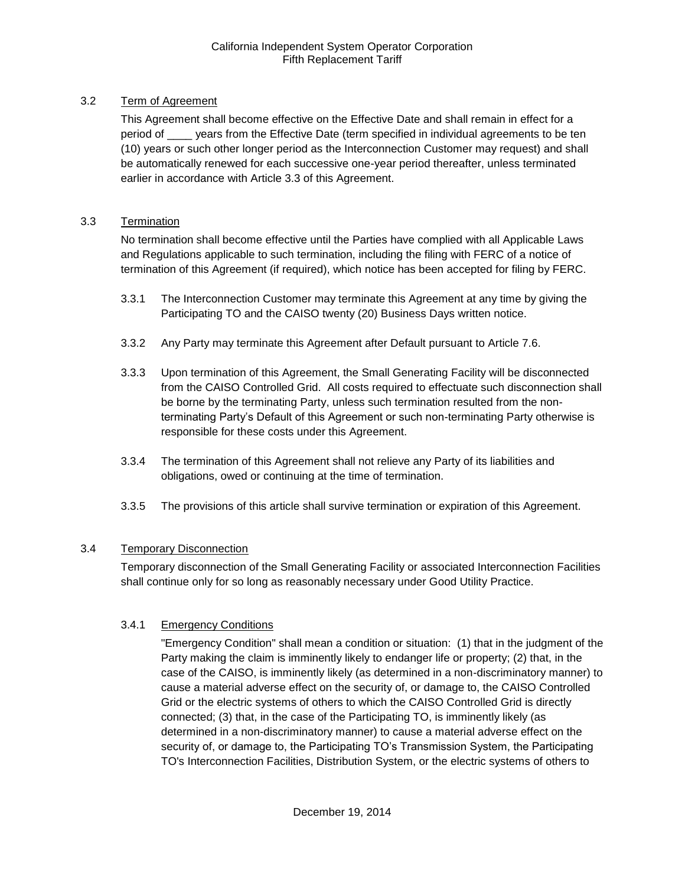3.2 Term of Agreement

This Agreement shall become effective on the Effective Date and shall remain in effect for a period of ____ years from the Effective Date (term specified in individual agreements to be ten (10) years or such other longer period as the Interconnection Customer may request) and shall be automatically renewed for each successive one-year period thereafter, unless terminated earlier in accordance with Article 3.3 of this Agreement.

3.3 Termination

No termination shall become effective until the Parties have complied with all Applicable Laws and Regulations applicable to such termination, including the filing with FERC of a notice of termination of this Agreement (if required), which notice has been accepted for filing by FERC.

3.3.1 The Interconnection Customer may terminate this Agreement at any time by giving the Participating TO and the CAISO twenty (20) Business Days written notice.

3.3.2 Any Party may terminate this Agreement after Default pursuant to Article 7.6.

3.3.3 Upon termination of this Agreement, the Small Generating Facility will be disconnected from the CAISO Controlled Grid. All costs required to effectuate such disconnection shall be borne by the terminating Party, unless such termination resulted from the non-terminating Party's Default of this Agreement or such non-terminating Party otherwise is responsible for these costs under this Agreement.

3.3.4 The termination of this Agreement shall not relieve any Party of its liabilities and obligations, owed or continuing at the time of termination.

3.3.5 The provisions of this article shall survive termination or expiration of this Agreement.

3.4 Temporary Disconnection

Temporary disconnection of the Small Generating Facility or associated Interconnection Facilities shall continue only for so long as reasonably necessary under Good Utility Practice.

3.4.1 Emergency Conditions

"Emergency Condition" shall mean a condition or situation: (1) that in the judgment of the Party making the claim is imminently likely to endanger life or property; (2) that, in the case of the CAISO, is imminently likely (as determined in a non-discriminatory manner) to cause a material adverse effect on the security of, or damage to, the CAISO Controlled Grid or the electric systems of others to which the CAISO Controlled Grid is directly connected; (3) that, in the case of the Participating TO, is imminently likely (as determined in a non-discriminatory manner) to cause a material adverse effect on the security of, or damage to, the Participating TO's Transmission System, the Participating TO's Interconnection Facilities, Distribution System, or the electric systems of others to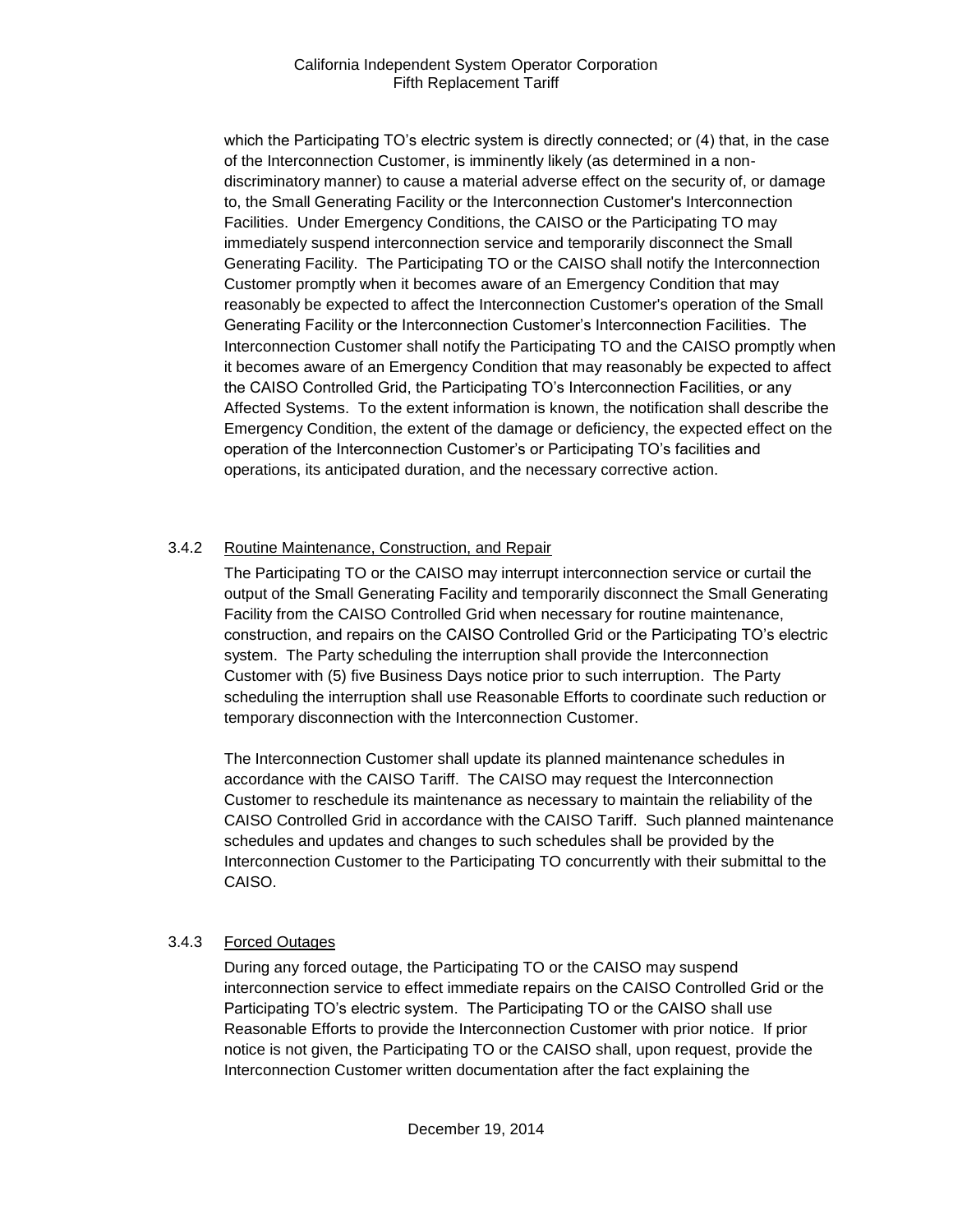which the Participating TO's electric system is directly connected; or (4) that, in the case of the Interconnection Customer, is imminently likely (as determined in a non-discriminatory manner) to cause a material adverse effect on the security of, or damage to, the Small Generating Facility or the Interconnection Customer's Interconnection Facilities. Under Emergency Conditions, the CAISO or the Participating TO may immediately suspend interconnection service and temporarily disconnect the Small Generating Facility. The Participating TO or the CAISO shall notify the Interconnection Customer promptly when it becomes aware of an Emergency Condition that may reasonably be expected to affect the Interconnection Customer's operation of the Small Generating Facility or the Interconnection Customer's Interconnection Facilities. The Interconnection Customer shall notify the Participating TO and the CAISO promptly when it becomes aware of an Emergency Condition that may reasonably be expected to affect the CAISO Controlled Grid, the Participating TO's Interconnection Facilities, or any Affected Systems. To the extent information is known, the notification shall describe the Emergency Condition, the extent of the damage or deficiency, the expected effect on the operation of the Interconnection Customer's or Participating TO's facilities and operations, its anticipated duration, and the necessary corrective action.

3.4.2 Routine Maintenance, Construction, and Repair

The Participating TO or the CAISO may interrupt interconnection service or curtail the output of the Small Generating Facility and temporarily disconnect the Small Generating Facility from the CAISO Controlled Grid when necessary for routine maintenance, construction, and repairs on the CAISO Controlled Grid or the Participating TO's electric system. The Party scheduling the interruption shall provide the Interconnection Customer with (5) five Business Days notice prior to such interruption. The Party scheduling the interruption shall use Reasonable Efforts to coordinate such reduction or temporary disconnection with the Interconnection Customer.

The Interconnection Customer shall update its planned maintenance schedules in accordance with the CAISO Tariff. The CAISO may request the Interconnection Customer to reschedule its maintenance as necessary to maintain the reliability of the CAISO Controlled Grid in accordance with the CAISO Tariff. Such planned maintenance schedules and updates and changes to such schedules shall be provided by the Interconnection Customer to the Participating TO concurrently with their submittal to the CAISO.

3.4.3 Forced Outages

During any forced outage, the Participating TO or the CAISO may suspend interconnection service to effect immediate repairs on the CAISO Controlled Grid or the Participating TO's electric system. The Participating TO or the CAISO shall use Reasonable Efforts to provide the Interconnection Customer with prior notice. If prior notice is not given, the Participating TO or the CAISO shall, upon request, provide the Interconnection Customer written documentation after the fact explaining the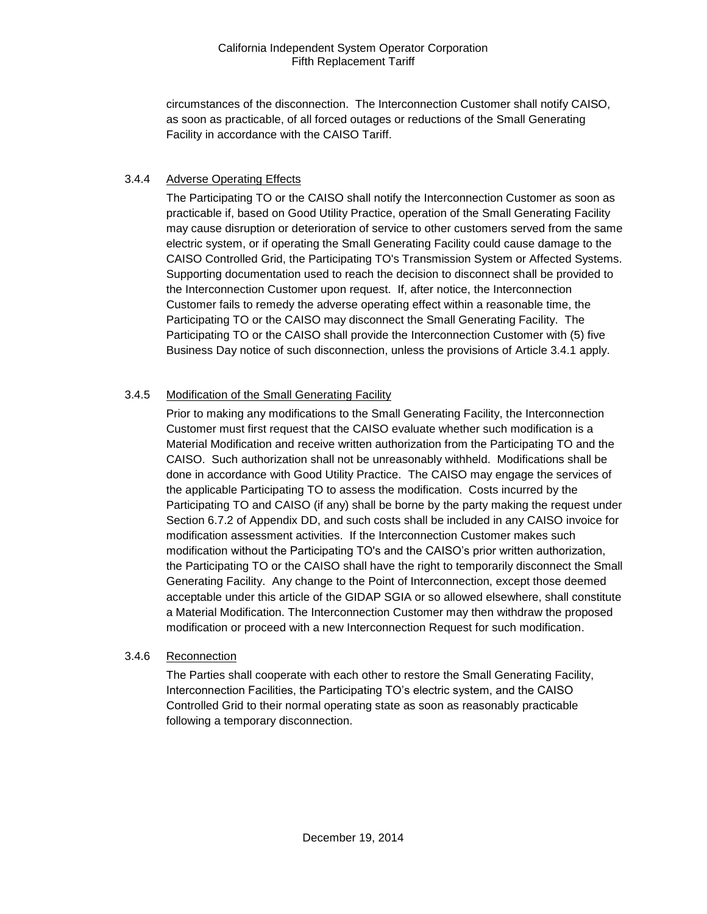circumstances of the disconnection. The Interconnection Customer shall notify CAISO, as soon as practicable, of all forced outages or reductions of the Small Generating Facility in accordance with the CAISO Tariff.

3.4.4 Adverse Operating Effects

The Participating TO or the CAISO shall notify the Interconnection Customer as soon as practicable if, based on Good Utility Practice, operation of the Small Generating Facility may cause disruption or deterioration of service to other customers served from the same electric system, or if operating the Small Generating Facility could cause damage to the CAISO Controlled Grid, the Participating TO's Transmission System or Affected Systems. Supporting documentation used to reach the decision to disconnect shall be provided to the Interconnection Customer upon request. If, after notice, the Interconnection Customer fails to remedy the adverse operating effect within a reasonable time, the Participating TO or the CAISO may disconnect the Small Generating Facility. The Participating TO or the CAISO shall provide the Interconnection Customer with (5) five Business Day notice of such disconnection, unless the provisions of Article 3.4.1 apply.

3.4.5 Modification of the Small Generating Facility

Prior to making any modifications to the Small Generating Facility, the Interconnection Customer must first request that the CAISO evaluate whether such modification is a Material Modification and receive written authorization from the Participating TO and the CAISO. Such authorization shall not be unreasonably withheld. Modifications shall be done in accordance with Good Utility Practice. The CAISO may engage the services of the applicable Participating TO to assess the modification. Costs incurred by the Participating TO and CAISO (if any) shall be borne by the party making the request under Section 6.7.2 of Appendix DD, and such costs shall be included in any CAISO invoice for modification assessment activities. If the Interconnection Customer makes such modification without the Participating TO's and the CAISO's prior written authorization, the Participating TO or the CAISO shall have the right to temporarily disconnect the Small Generating Facility. Any change to the Point of Interconnection, except those deemed acceptable under this article of the GIDAP SGIA or so allowed elsewhere, shall constitute a Material Modification. The Interconnection Customer may then withdraw the proposed modification or proceed with a new Interconnection Request for such modification.

3.4.6 Reconnection

The Parties shall cooperate with each other to restore the Small Generating Facility, Interconnection Facilities, the Participating TO's electric system, and the CAISO Controlled Grid to their normal operating state as soon as reasonably practicable following a temporary disconnection.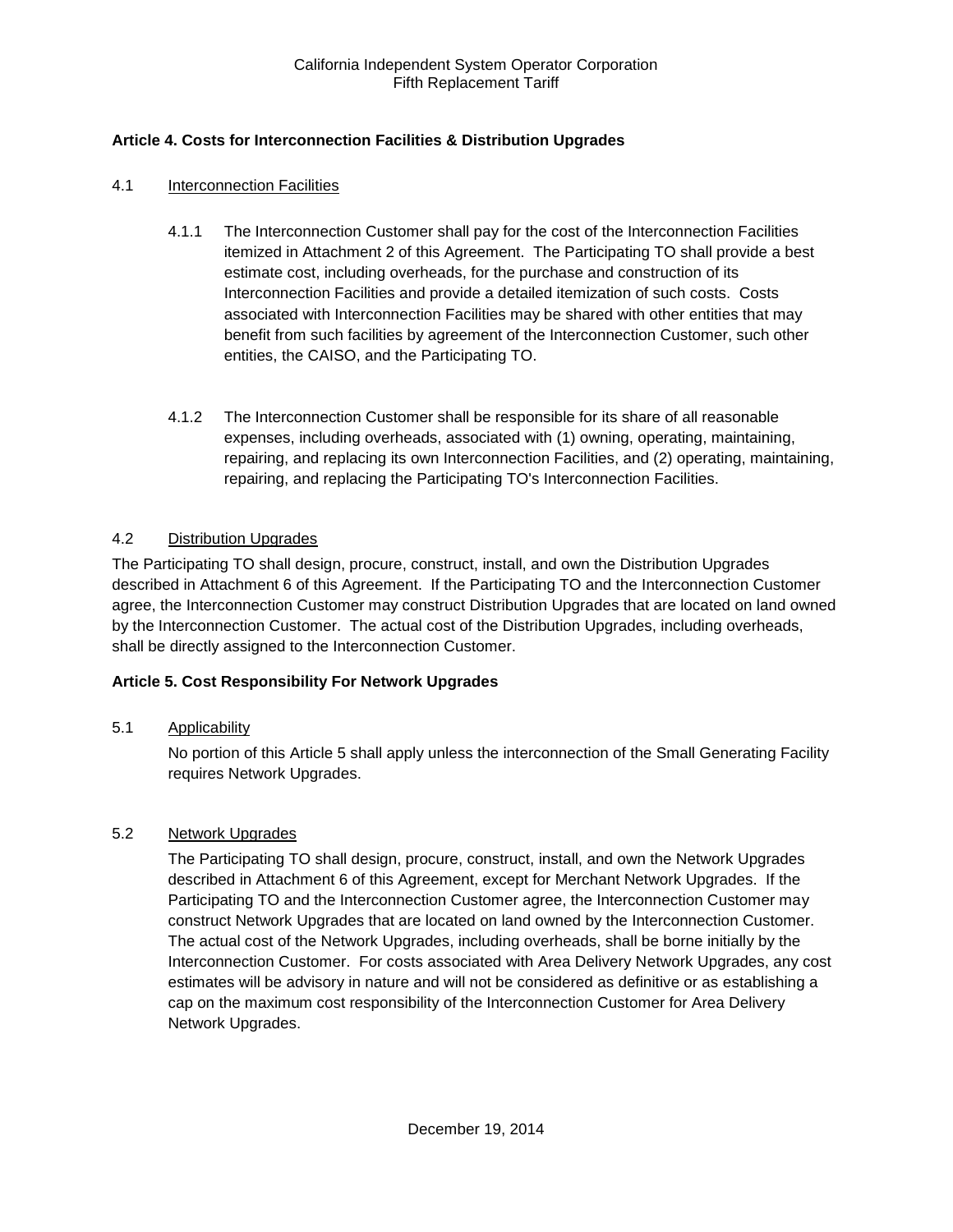**Article 4. Costs for Interconnection Facilities & Distribution Upgrades**

4.1 Interconnection Facilities

4.1.1 The Interconnection Customer shall pay for the cost of the Interconnection Facilities itemized in Attachment 2 of this Agreement. The Participating TO shall provide a best estimate cost, including overheads, for the purchase and construction of its Interconnection Facilities and provide a detailed itemization of such costs. Costs associated with Interconnection Facilities may be shared with other entities that may benefit from such facilities by agreement of the Interconnection Customer, such other entities, the CAISO, and the Participating TO.

4.1.2 The Interconnection Customer shall be responsible for its share of all reasonable expenses, including overheads, associated with (1) owning, operating, maintaining, repairing, and replacing its own Interconnection Facilities, and (2) operating, maintaining, repairing, and replacing the Participating TO's Interconnection Facilities.

4.2 Distribution Upgrades

The Participating TO shall design, procure, construct, install, and own the Distribution Upgrades described in Attachment 6 of this Agreement. If the Participating TO and the Interconnection Customer agree, the Interconnection Customer may construct Distribution Upgrades that are located on land owned by the Interconnection Customer. The actual cost of the Distribution Upgrades, including overheads, shall be directly assigned to the Interconnection Customer.

**Article 5. Cost Responsibility For Network Upgrades**

5.1 Applicability

No portion of this Article 5 shall apply unless the interconnection of the Small Generating Facility requires Network Upgrades.

5.2 Network Upgrades

The Participating TO shall design, procure, construct, install, and own the Network Upgrades described in Attachment 6 of this Agreement, except for Merchant Network Upgrades. If the Participating TO and the Interconnection Customer agree, the Interconnection Customer may construct Network Upgrades that are located on land owned by the Interconnection Customer. The actual cost of the Network Upgrades, including overheads, shall be borne initially by the Interconnection Customer. For costs associated with Area Delivery Network Upgrades, any cost estimates will be advisory in nature and will not be considered as definitive or as establishing a cap on the maximum cost responsibility of the Interconnection Customer for Area Delivery Network Upgrades.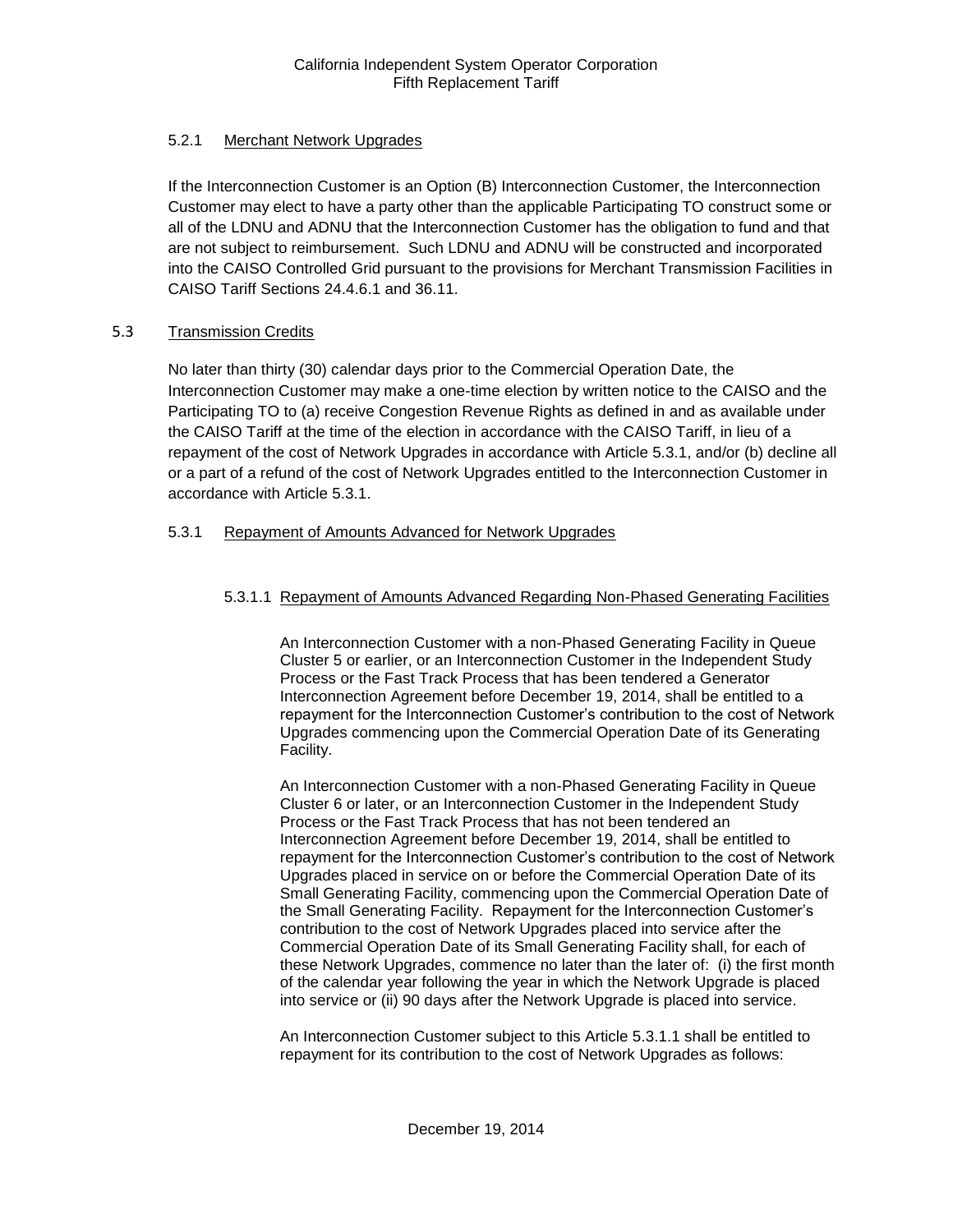#### 5.2.1 Merchant Network Upgrades

If the Interconnection Customer is an Option (B) Interconnection Customer, the Interconnection Customer may elect to have a party other than the applicable Participating TO construct some or all of the LDNU and ADNU that the Interconnection Customer has the obligation to fund and that are not subject to reimbursement. Such LDNU and ADNU will be constructed and incorporated into the CAISO Controlled Grid pursuant to the provisions for Merchant Transmission Facilities in CAISO Tariff Sections 24.4.6.1 and 36.11.

### 5.3 Transmission Credits

No later than thirty (30) calendar days prior to the Commercial Operation Date, the Interconnection Customer may make a one-time election by written notice to the CAISO and the Participating TO to (a) receive Congestion Revenue Rights as defined in and as available under the CAISO Tariff at the time of the election in accordance with the CAISO Tariff, in lieu of a repayment of the cost of Network Upgrades in accordance with Article 5.3.1, and/or (b) decline all or a part of a refund of the cost of Network Upgrades entitled to the Interconnection Customer in accordance with Article 5.3.1.

#### 5.3.1 Repayment of Amounts Advanced for Network Upgrades

##### 5.3.1.1 Repayment of Amounts Advanced Regarding Non-Phased Generating Facilities

An Interconnection Customer with a non-Phased Generating Facility in Queue Cluster 5 or earlier, or an Interconnection Customer in the Independent Study Process or the Fast Track Process that has been tendered a Generator Interconnection Agreement before December 19, 2014, shall be entitled to a repayment for the Interconnection Customer's contribution to the cost of Network Upgrades commencing upon the Commercial Operation Date of its Generating Facility.

An Interconnection Customer with a non-Phased Generating Facility in Queue Cluster 6 or later, or an Interconnection Customer in the Independent Study Process or the Fast Track Process that has not been tendered an Interconnection Agreement before December 19, 2014, shall be entitled to repayment for the Interconnection Customer's contribution to the cost of Network Upgrades placed in service on or before the Commercial Operation Date of its Small Generating Facility, commencing upon the Commercial Operation Date of the Small Generating Facility. Repayment for the Interconnection Customer's contribution to the cost of Network Upgrades placed into service after the Commercial Operation Date of its Small Generating Facility shall, for each of these Network Upgrades, commence no later than the later of: (i) the first month of the calendar year following the year in which the Network Upgrade is placed into service or (ii) 90 days after the Network Upgrade is placed into service.

An Interconnection Customer subject to this Article 5.3.1.1 shall be entitled to repayment for its contribution to the cost of Network Upgrades as follows: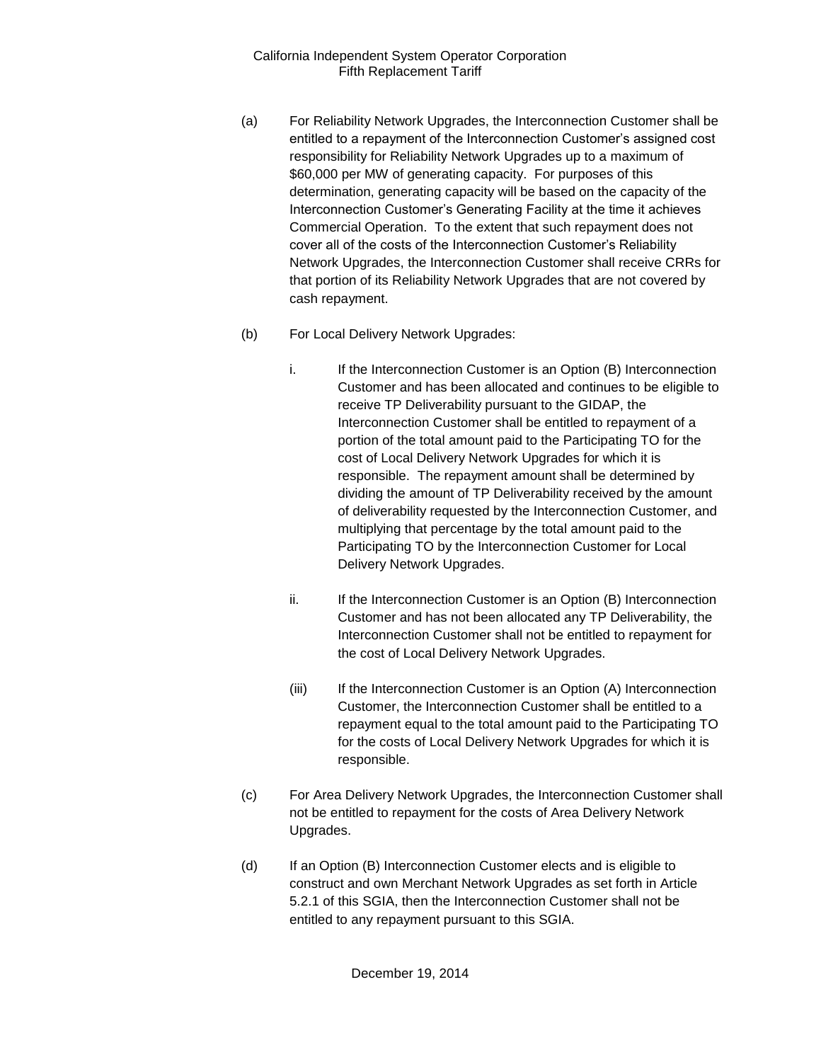(a) For Reliability Network Upgrades, the Interconnection Customer shall be entitled to a repayment of the Interconnection Customer's assigned cost responsibility for Reliability Network Upgrades up to a maximum of $60,000 per MW of generating capacity. For purposes of this determination, generating capacity will be based on the capacity of the Interconnection Customer's Generating Facility at the time it achieves Commercial Operation. To the extent that such repayment does not cover all of the costs of the Interconnection Customer's Reliability Network Upgrades, the Interconnection Customer shall receive CRRs for that portion of its Reliability Network Upgrades that are not covered by cash repayment.

(b) For Local Delivery Network Upgrades:

i. If the Interconnection Customer is an Option (B) Interconnection Customer and has been allocated and continues to be eligible to receive TP Deliverability pursuant to the GIDAP, the Interconnection Customer shall be entitled to repayment of a portion of the total amount paid to the Participating TO for the cost of Local Delivery Network Upgrades for which it is responsible. The repayment amount shall be determined by dividing the amount of TP Deliverability received by the amount of deliverability requested by the Interconnection Customer, and multiplying that percentage by the total amount paid to the Participating TO by the Interconnection Customer for Local Delivery Network Upgrades.

ii. If the Interconnection Customer is an Option (B) Interconnection Customer and has not been allocated any TP Deliverability, the Interconnection Customer shall not be entitled to repayment for the cost of Local Delivery Network Upgrades.

(iii) If the Interconnection Customer is an Option (A) Interconnection Customer, the Interconnection Customer shall be entitled to a repayment equal to the total amount paid to the Participating TO for the costs of Local Delivery Network Upgrades for which it is responsible.

(c) For Area Delivery Network Upgrades, the Interconnection Customer shall not be entitled to repayment for the costs of Area Delivery Network Upgrades.

(d) If an Option (B) Interconnection Customer elects and is eligible to construct and own Merchant Network Upgrades as set forth in Article 5.2.1 of this SGIA, then the Interconnection Customer shall not be entitled to any repayment pursuant to this SGIA.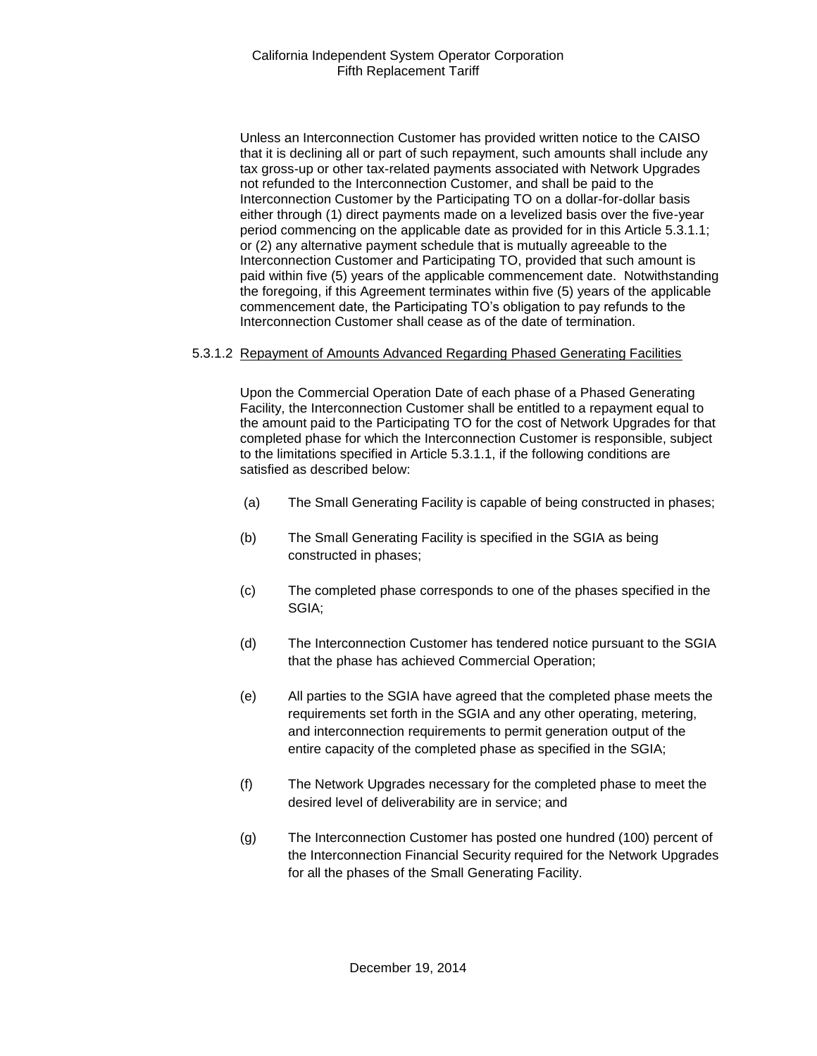Unless an Interconnection Customer has provided written notice to the CAISO that it is declining all or part of such repayment, such amounts shall include any tax gross-up or other tax-related payments associated with Network Upgrades not refunded to the Interconnection Customer, and shall be paid to the Interconnection Customer by the Participating TO on a dollar-for-dollar basis either through (1) direct payments made on a levelized basis over the five-year period commencing on the applicable date as provided for in this Article 5.3.1.1; or (2) any alternative payment schedule that is mutually agreeable to the Interconnection Customer and Participating TO, provided that such amount is paid within five (5) years of the applicable commencement date. Notwithstanding the foregoing, if this Agreement terminates within five (5) years of the applicable commencement date, the Participating TO's obligation to pay refunds to the Interconnection Customer shall cease as of the date of termination.

5.3.1.2 Repayment of Amounts Advanced Regarding Phased Generating Facilities

Upon the Commercial Operation Date of each phase of a Phased Generating Facility, the Interconnection Customer shall be entitled to a repayment equal to the amount paid to the Participating TO for the cost of Network Upgrades for that completed phase for which the Interconnection Customer is responsible, subject to the limitations specified in Article 5.3.1.1, if the following conditions are satisfied as described below:

(a) The Small Generating Facility is capable of being constructed in phases;

(b) The Small Generating Facility is specified in the SGIA as being constructed in phases;

(c) The completed phase corresponds to one of the phases specified in the SGIA;

(d) The Interconnection Customer has tendered notice pursuant to the SGIA that the phase has achieved Commercial Operation;

(e) All parties to the SGIA have agreed that the completed phase meets the requirements set forth in the SGIA and any other operating, metering, and interconnection requirements to permit generation output of the entire capacity of the completed phase as specified in the SGIA;

(f) The Network Upgrades necessary for the completed phase to meet the desired level of deliverability are in service; and

(g) The Interconnection Customer has posted one hundred (100) percent of the Interconnection Financial Security required for the Network Upgrades for all the phases of the Small Generating Facility.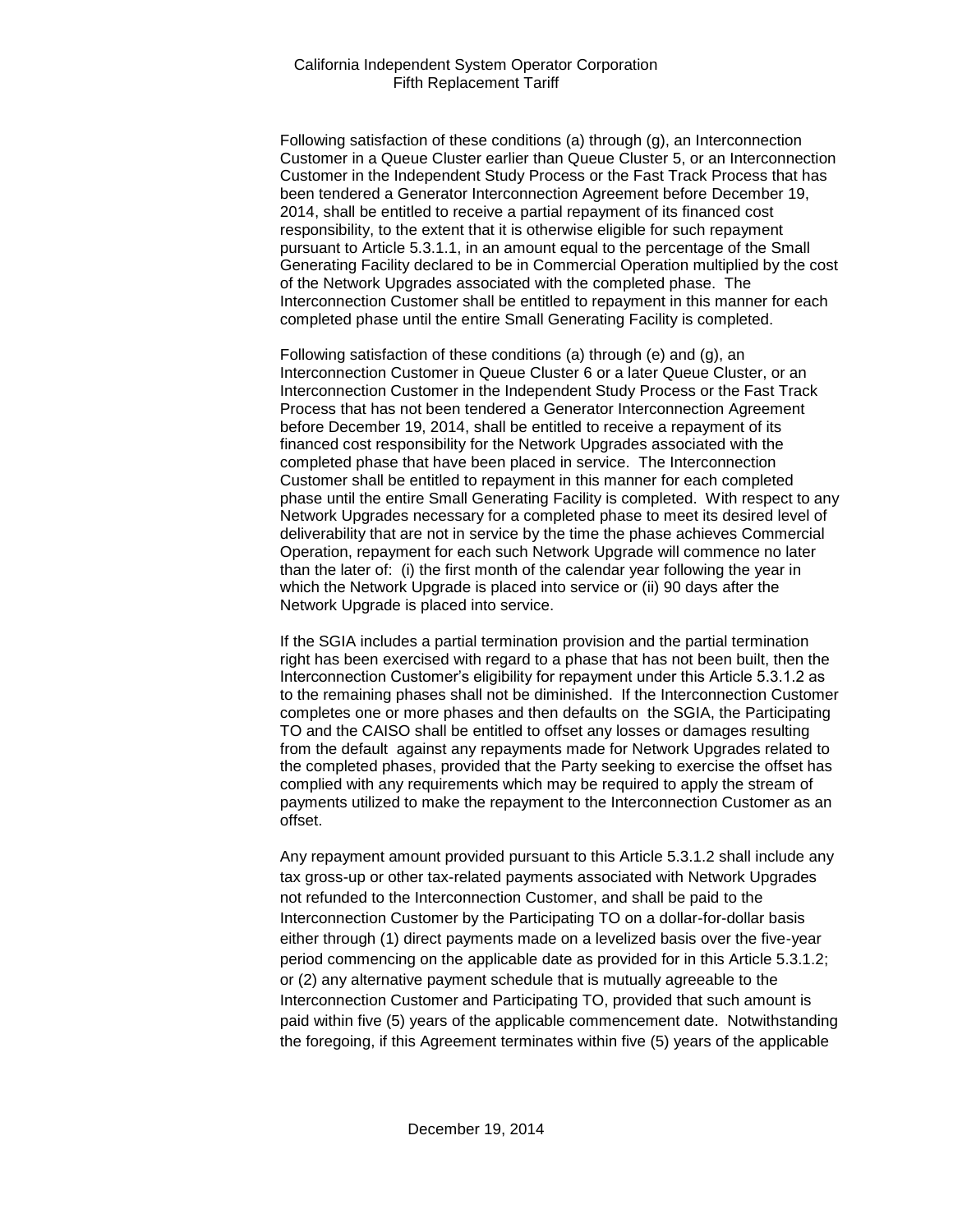Following satisfaction of these conditions (a) through (g), an Interconnection Customer in a Queue Cluster earlier than Queue Cluster 5, or an Interconnection Customer in the Independent Study Process or the Fast Track Process that has been tendered a Generator Interconnection Agreement before December 19, 2014, shall be entitled to receive a partial repayment of its financed cost responsibility, to the extent that it is otherwise eligible for such repayment pursuant to Article 5.3.1.1, in an amount equal to the percentage of the Small Generating Facility declared to be in Commercial Operation multiplied by the cost of the Network Upgrades associated with the completed phase. The Interconnection Customer shall be entitled to repayment in this manner for each completed phase until the entire Small Generating Facility is completed.

Following satisfaction of these conditions (a) through (e) and (g), an Interconnection Customer in Queue Cluster 6 or a later Queue Cluster, or an Interconnection Customer in the Independent Study Process or the Fast Track Process that has not been tendered a Generator Interconnection Agreement before December 19, 2014, shall be entitled to receive a repayment of its financed cost responsibility for the Network Upgrades associated with the completed phase that have been placed in service. The Interconnection Customer shall be entitled to repayment in this manner for each completed phase until the entire Small Generating Facility is completed. With respect to any Network Upgrades necessary for a completed phase to meet its desired level of deliverability that are not in service by the time the phase achieves Commercial Operation, repayment for each such Network Upgrade will commence no later than the later of: (i) the first month of the calendar year following the year in which the Network Upgrade is placed into service or (ii) 90 days after the Network Upgrade is placed into service.

If the SGIA includes a partial termination provision and the partial termination right has been exercised with regard to a phase that has not been built, then the Interconnection Customer's eligibility for repayment under this Article 5.3.1.2 as to the remaining phases shall not be diminished. If the Interconnection Customer completes one or more phases and then defaults on the SGIA, the Participating TO and the CAISO shall be entitled to offset any losses or damages resulting from the default against any repayments made for Network Upgrades related to the completed phases, provided that the Party seeking to exercise the offset has complied with any requirements which may be required to apply the stream of payments utilized to make the repayment to the Interconnection Customer as an offset.

Any repayment amount provided pursuant to this Article 5.3.1.2 shall include any tax gross-up or other tax-related payments associated with Network Upgrades not refunded to the Interconnection Customer, and shall be paid to the Interconnection Customer by the Participating TO on a dollar-for-dollar basis either through (1) direct payments made on a levelized basis over the five-year period commencing on the applicable date as provided for in this Article 5.3.1.2; or (2) any alternative payment schedule that is mutually agreeable to the Interconnection Customer and Participating TO, provided that such amount is paid within five (5) years of the applicable commencement date. Notwithstanding the foregoing, if this Agreement terminates within five (5) years of the applicable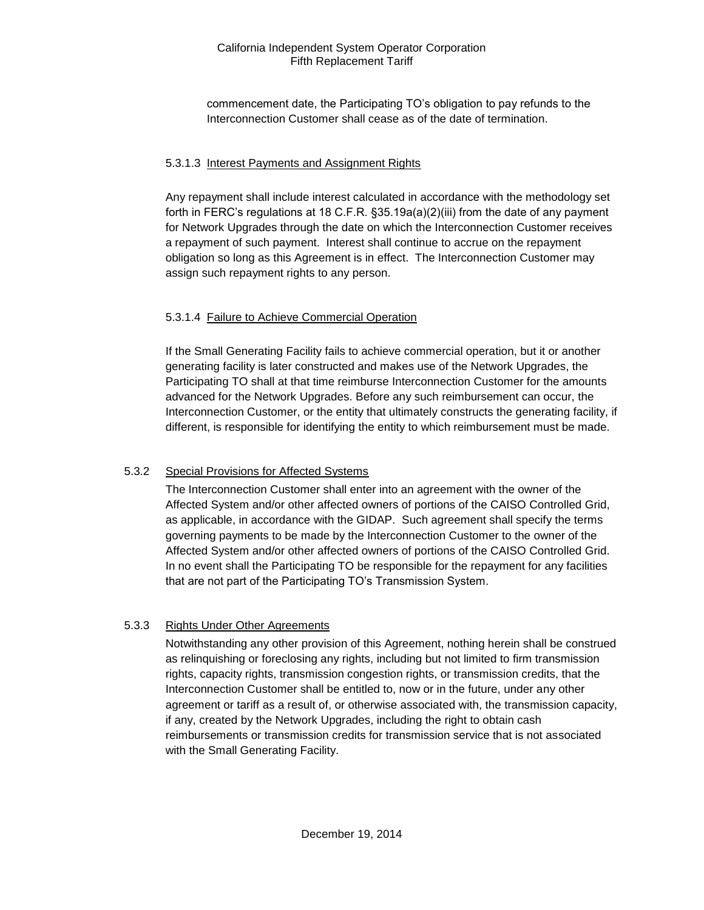commencement date, the Participating TO's obligation to pay refunds to the Interconnection Customer shall cease as of the date of termination.

#### 5.3.1.3 Interest Payments and Assignment Rights

Any repayment shall include interest calculated in accordance with the methodology set forth in FERC's regulations at 18 C.F.R. §35.19a(a)(2)(iii) from the date of any payment for Network Upgrades through the date on which the Interconnection Customer receives a repayment of such payment. Interest shall continue to accrue on the repayment obligation so long as this Agreement is in effect. The Interconnection Customer may assign such repayment rights to any person.

#### 5.3.1.4 Failure to Achieve Commercial Operation

If the Small Generating Facility fails to achieve commercial operation, but it or another generating facility is later constructed and makes use of the Network Upgrades, the Participating TO shall at that time reimburse Interconnection Customer for the amounts advanced for the Network Upgrades. Before any such reimbursement can occur, the Interconnection Customer, or the entity that ultimately constructs the generating facility, if different, is responsible for identifying the entity to which reimbursement must be made.

### 5.3.2 Special Provisions for Affected Systems

The Interconnection Customer shall enter into an agreement with the owner of the Affected System and/or other affected owners of portions of the CAISO Controlled Grid, as applicable, in accordance with the GIDAP. Such agreement shall specify the terms governing payments to be made by the Interconnection Customer to the owner of the Affected System and/or other affected owners of portions of the CAISO Controlled Grid. In no event shall the Participating TO be responsible for the repayment for any facilities that are not part of the Participating TO's Transmission System.

### 5.3.3 Rights Under Other Agreements

Notwithstanding any other provision of this Agreement, nothing herein shall be construed as relinquishing or foreclosing any rights, including but not limited to firm transmission rights, capacity rights, transmission congestion rights, or transmission credits, that the Interconnection Customer shall be entitled to, now or in the future, under any other agreement or tariff as a result of, or otherwise associated with, the transmission capacity, if any, created by the Network Upgrades, including the right to obtain cash reimbursements or transmission credits for transmission service that is not associated with the Small Generating Facility.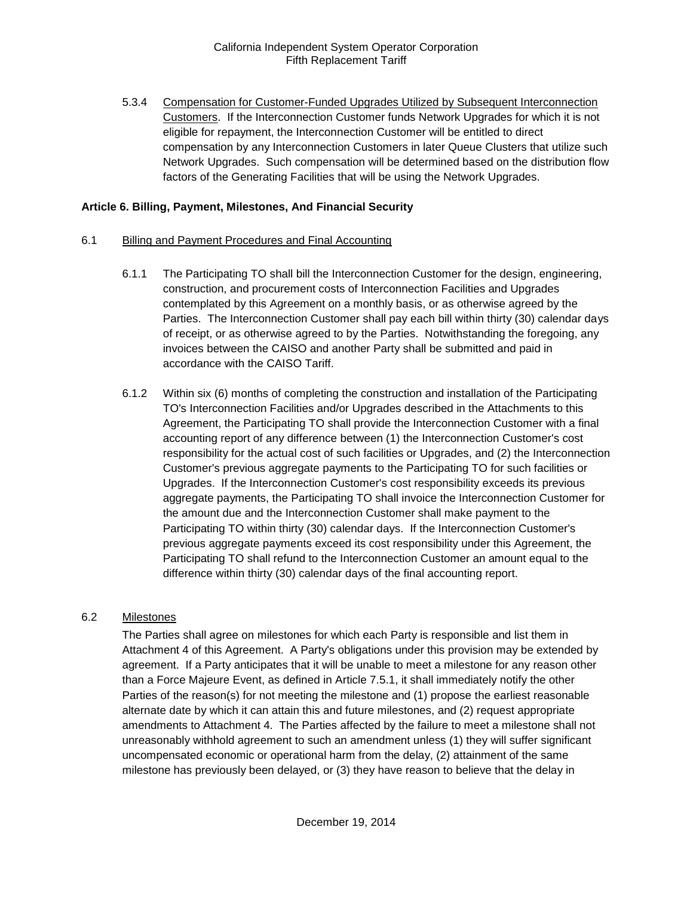5.3.4 Compensation for Customer-Funded Upgrades Utilized by Subsequent Interconnection Customers. If the Interconnection Customer funds Network Upgrades for which it is not eligible for repayment, the Interconnection Customer will be entitled to direct compensation by any Interconnection Customers in later Queue Clusters that utilize such Network Upgrades. Such compensation will be determined based on the distribution flow factors of the Generating Facilities that will be using the Network Upgrades.

## Article 6. Billing, Payment, Milestones, And Financial Security

6.1 Billing and Payment Procedures and Final Accounting

6.1.1 The Participating TO shall bill the Interconnection Customer for the design, engineering, construction, and procurement costs of Interconnection Facilities and Upgrades contemplated by this Agreement on a monthly basis, or as otherwise agreed by the Parties. The Interconnection Customer shall pay each bill within thirty (30) calendar days of receipt, or as otherwise agreed to by the Parties. Notwithstanding the foregoing, any invoices between the CAISO and another Party shall be submitted and paid in accordance with the CAISO Tariff.

6.1.2 Within six (6) months of completing the construction and installation of the Participating TO's Interconnection Facilities and/or Upgrades described in the Attachments to this Agreement, the Participating TO shall provide the Interconnection Customer with a final accounting report of any difference between (1) the Interconnection Customer's cost responsibility for the actual cost of such facilities or Upgrades, and (2) the Interconnection Customer's previous aggregate payments to the Participating TO for such facilities or Upgrades. If the Interconnection Customer's cost responsibility exceeds its previous aggregate payments, the Participating TO shall invoice the Interconnection Customer for the amount due and the Interconnection Customer shall make payment to the Participating TO within thirty (30) calendar days. If the Interconnection Customer's previous aggregate payments exceed its cost responsibility under this Agreement, the Participating TO shall refund to the Interconnection Customer an amount equal to the difference within thirty (30) calendar days of the final accounting report.

6.2 Milestones

The Parties shall agree on milestones for which each Party is responsible and list them in Attachment 4 of this Agreement. A Party's obligations under this provision may be extended by agreement. If a Party anticipates that it will be unable to meet a milestone for any reason other than a Force Majeure Event, as defined in Article 7.5.1, it shall immediately notify the other Parties of the reason(s) for not meeting the milestone and (1) propose the earliest reasonable alternate date by which it can attain this and future milestones, and (2) request appropriate amendments to Attachment 4. The Parties affected by the failure to meet a milestone shall not unreasonably withhold agreement to such an amendment unless (1) they will suffer significant uncompensated economic or operational harm from the delay, (2) attainment of the same milestone has previously been delayed, or (3) they have reason to believe that the delay in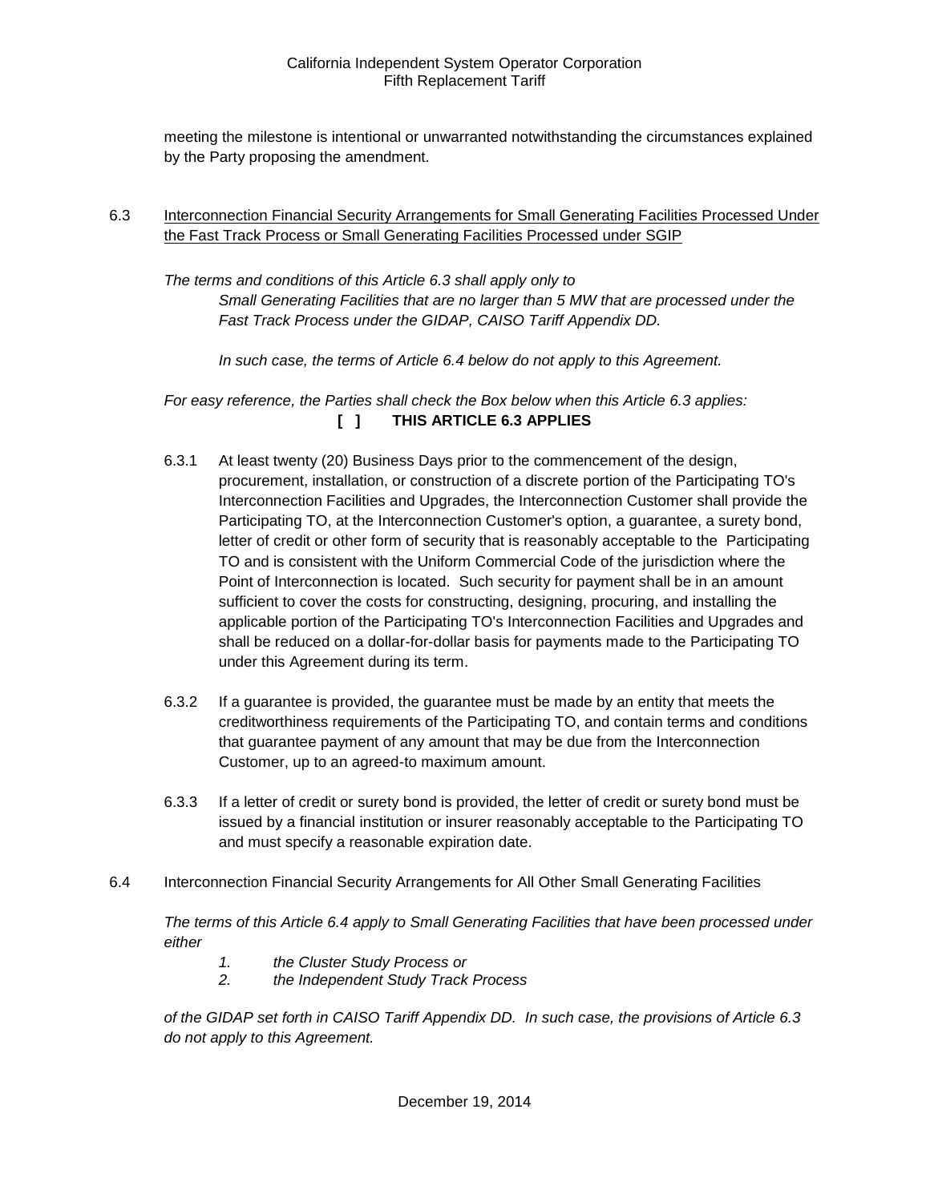meeting the milestone is intentional or unwarranted notwithstanding the circumstances explained by the Party proposing the amendment.

6.3 Interconnection Financial Security Arrangements for Small Generating Facilities Processed Under the Fast Track Process or Small Generating Facilities Processed under SGIP

*The terms and conditions of this Article 6.3 shall apply only to*

*Small Generating Facilities that are no larger than 5 MW that are processed under the Fast Track Process under the GIDAP, CAISO Tariff Appendix DD.*

*In such case, the terms of Article 6.4 below do not apply to this Agreement.*

*For easy reference, the Parties shall check the Box below when this Article 6.3 applies:*

**[ ] THIS ARTICLE 6.3 APPLIES**

6.3.1 At least twenty (20) Business Days prior to the commencement of the design, procurement, installation, or construction of a discrete portion of the Participating TO's Interconnection Facilities and Upgrades, the Interconnection Customer shall provide the Participating TO, at the Interconnection Customer's option, a guarantee, a surety bond, letter of credit or other form of security that is reasonably acceptable to the Participating TO and is consistent with the Uniform Commercial Code of the jurisdiction where the Point of Interconnection is located. Such security for payment shall be in an amount sufficient to cover the costs for constructing, designing, procuring, and installing the applicable portion of the Participating TO's Interconnection Facilities and Upgrades and shall be reduced on a dollar-for-dollar basis for payments made to the Participating TO under this Agreement during its term.

6.3.2 If a guarantee is provided, the guarantee must be made by an entity that meets the creditworthiness requirements of the Participating TO, and contain terms and conditions that guarantee payment of any amount that may be due from the Interconnection Customer, up to an agreed-to maximum amount.

6.3.3 If a letter of credit or surety bond is provided, the letter of credit or surety bond must be issued by a financial institution or insurer reasonably acceptable to the Participating TO and must specify a reasonable expiration date.

6.4 Interconnection Financial Security Arrangements for All Other Small Generating Facilities

*The terms of this Article 6.4 apply to Small Generating Facilities that have been processed under either*

1. *the Cluster Study Process or*
2. *the Independent Study Track Process*

*of the GIDAP set forth in CAISO Tariff Appendix DD. In such case, the provisions of Article 6.3 do not apply to this Agreement.*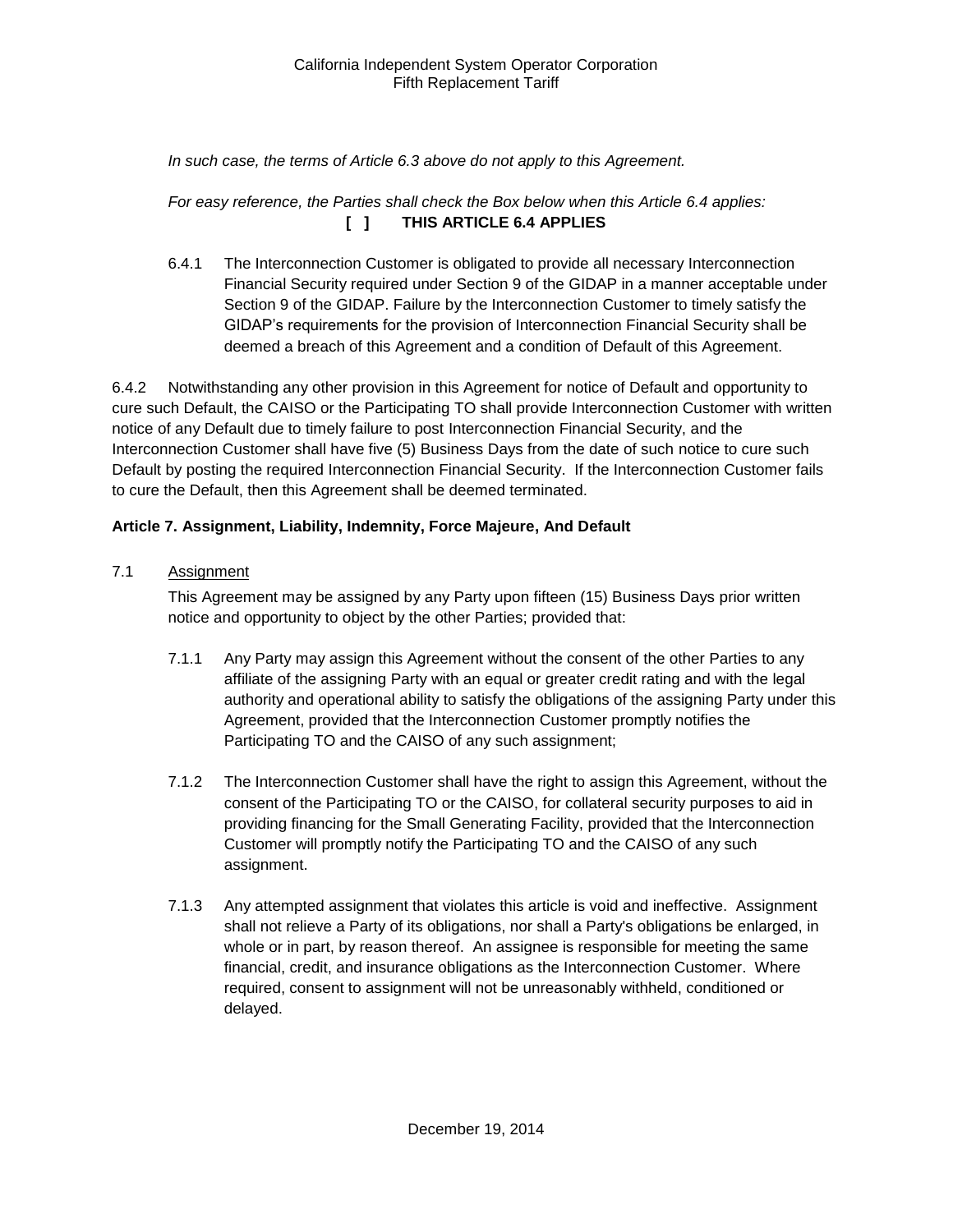*In such case, the terms of Article 6.3 above do not apply to this Agreement.*

*For easy reference, the Parties shall check the Box below when this Article 6.4 applies:*

**[ ] THIS ARTICLE 6.4 APPLIES**

6.4.1 The Interconnection Customer is obligated to provide all necessary Interconnection Financial Security required under Section 9 of the GIDAP in a manner acceptable under Section 9 of the GIDAP. Failure by the Interconnection Customer to timely satisfy the GIDAP's requirements for the provision of Interconnection Financial Security shall be deemed a breach of this Agreement and a condition of Default of this Agreement.

6.4.2 Notwithstanding any other provision in this Agreement for notice of Default and opportunity to cure such Default, the CAISO or the Participating TO shall provide Interconnection Customer with written notice of any Default due to timely failure to post Interconnection Financial Security, and the Interconnection Customer shall have five (5) Business Days from the date of such notice to cure such Default by posting the required Interconnection Financial Security. If the Interconnection Customer fails to cure the Default, then this Agreement shall be deemed terminated.

## Article 7. Assignment, Liability, Indemnity, Force Majeure, And Default

7.1 Assignment

This Agreement may be assigned by any Party upon fifteen (15) Business Days prior written notice and opportunity to object by the other Parties; provided that:

7.1.1 Any Party may assign this Agreement without the consent of the other Parties to any affiliate of the assigning Party with an equal or greater credit rating and with the legal authority and operational ability to satisfy the obligations of the assigning Party under this Agreement, provided that the Interconnection Customer promptly notifies the Participating TO and the CAISO of any such assignment;

7.1.2 The Interconnection Customer shall have the right to assign this Agreement, without the consent of the Participating TO or the CAISO, for collateral security purposes to aid in providing financing for the Small Generating Facility, provided that the Interconnection Customer will promptly notify the Participating TO and the CAISO of any such assignment.

7.1.3 Any attempted assignment that violates this article is void and ineffective. Assignment shall not relieve a Party of its obligations, nor shall a Party's obligations be enlarged, in whole or in part, by reason thereof. An assignee is responsible for meeting the same financial, credit, and insurance obligations as the Interconnection Customer. Where required, consent to assignment will not be unreasonably withheld, conditioned or delayed.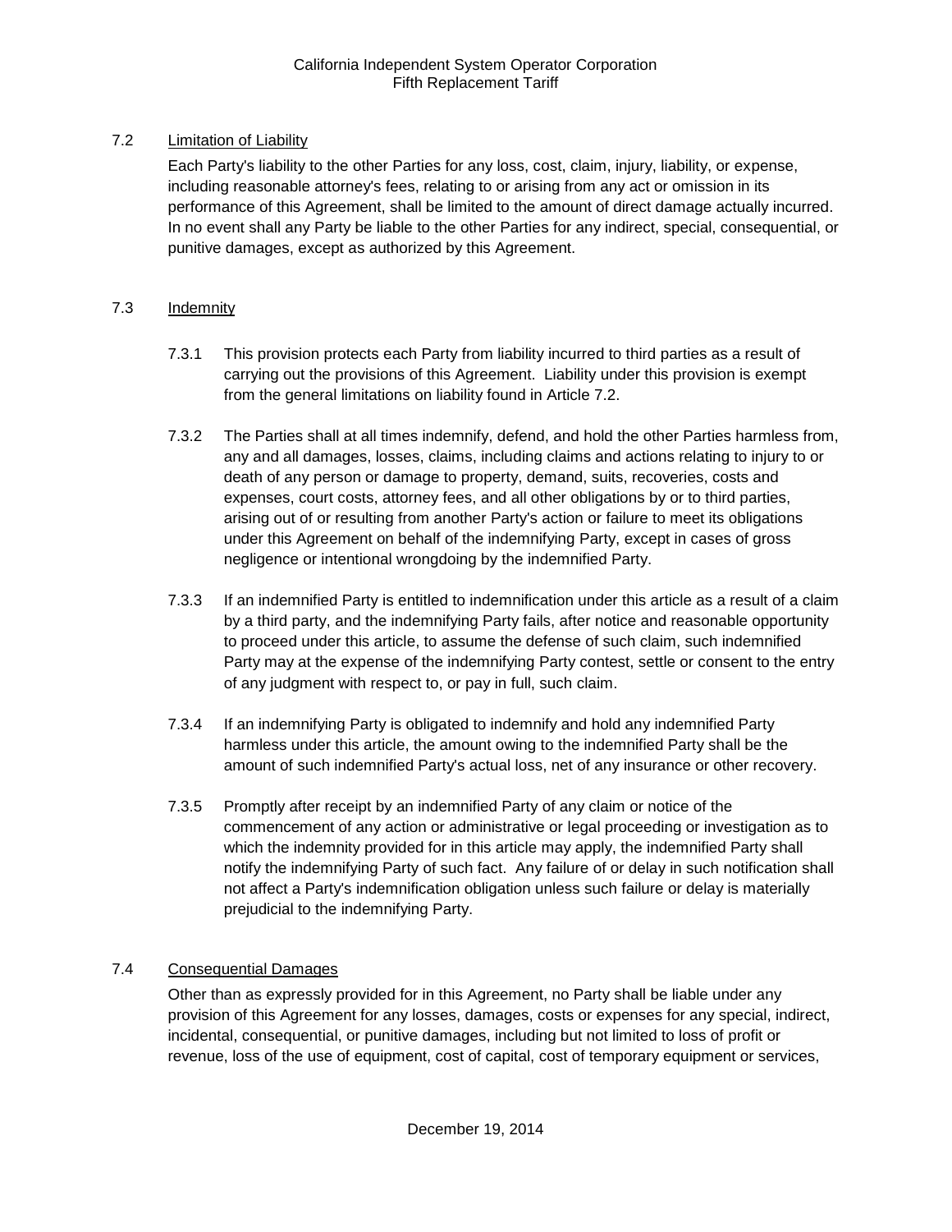### 7.2 Limitation of Liability

Each Party's liability to the other Parties for any loss, cost, claim, injury, liability, or expense, including reasonable attorney's fees, relating to or arising from any act or omission in its performance of this Agreement, shall be limited to the amount of direct damage actually incurred. In no event shall any Party be liable to the other Parties for any indirect, special, consequential, or punitive damages, except as authorized by this Agreement.

### 7.3 Indemnity

7.3.1 This provision protects each Party from liability incurred to third parties as a result of carrying out the provisions of this Agreement. Liability under this provision is exempt from the general limitations on liability found in Article 7.2.

7.3.2 The Parties shall at all times indemnify, defend, and hold the other Parties harmless from, any and all damages, losses, claims, including claims and actions relating to injury to or death of any person or damage to property, demand, suits, recoveries, costs and expenses, court costs, attorney fees, and all other obligations by or to third parties, arising out of or resulting from another Party's action or failure to meet its obligations under this Agreement on behalf of the indemnifying Party, except in cases of gross negligence or intentional wrongdoing by the indemnified Party.

7.3.3 If an indemnified Party is entitled to indemnification under this article as a result of a claim by a third party, and the indemnifying Party fails, after notice and reasonable opportunity to proceed under this article, to assume the defense of such claim, such indemnified Party may at the expense of the indemnifying Party contest, settle or consent to the entry of any judgment with respect to, or pay in full, such claim.

7.3.4 If an indemnifying Party is obligated to indemnify and hold any indemnified Party harmless under this article, the amount owing to the indemnified Party shall be the amount of such indemnified Party's actual loss, net of any insurance or other recovery.

7.3.5 Promptly after receipt by an indemnified Party of any claim or notice of the commencement of any action or administrative or legal proceeding or investigation as to which the indemnity provided for in this article may apply, the indemnified Party shall notify the indemnifying Party of such fact. Any failure of or delay in such notification shall not affect a Party's indemnification obligation unless such failure or delay is materially prejudicial to the indemnifying Party.

### 7.4 Consequential Damages

Other than as expressly provided for in this Agreement, no Party shall be liable under any provision of this Agreement for any losses, damages, costs or expenses for any special, indirect, incidental, consequential, or punitive damages, including but not limited to loss of profit or revenue, loss of the use of equipment, cost of capital, cost of temporary equipment or services,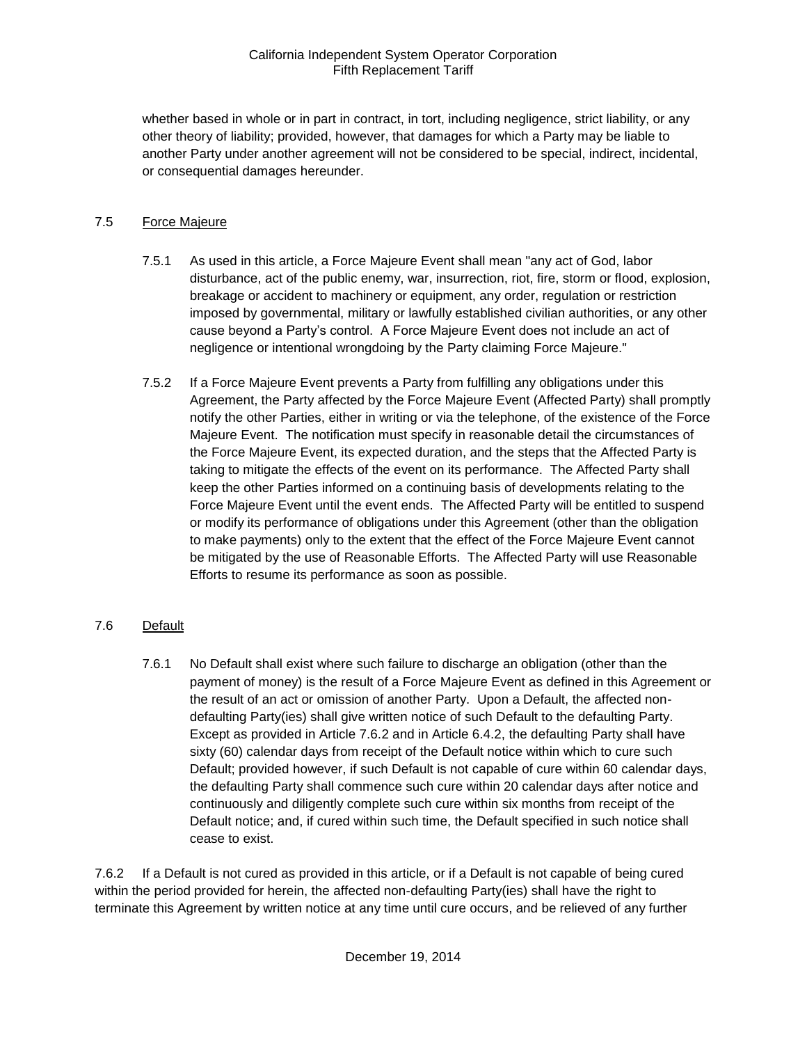whether based in whole or in part in contract, in tort, including negligence, strict liability, or any other theory of liability; provided, however, that damages for which a Party may be liable to another Party under another agreement will not be considered to be special, indirect, incidental, or consequential damages hereunder.

7.5 Force Majeure

7.5.1 As used in this article, a Force Majeure Event shall mean "any act of God, labor disturbance, act of the public enemy, war, insurrection, riot, fire, storm or flood, explosion, breakage or accident to machinery or equipment, any order, regulation or restriction imposed by governmental, military or lawfully established civilian authorities, or any other cause beyond a Party's control. A Force Majeure Event does not include an act of negligence or intentional wrongdoing by the Party claiming Force Majeure."

7.5.2 If a Force Majeure Event prevents a Party from fulfilling any obligations under this Agreement, the Party affected by the Force Majeure Event (Affected Party) shall promptly notify the other Parties, either in writing or via the telephone, of the existence of the Force Majeure Event. The notification must specify in reasonable detail the circumstances of the Force Majeure Event, its expected duration, and the steps that the Affected Party is taking to mitigate the effects of the event on its performance. The Affected Party shall keep the other Parties informed on a continuing basis of developments relating to the Force Majeure Event until the event ends. The Affected Party will be entitled to suspend or modify its performance of obligations under this Agreement (other than the obligation to make payments) only to the extent that the effect of the Force Majeure Event cannot be mitigated by the use of Reasonable Efforts. The Affected Party will use Reasonable Efforts to resume its performance as soon as possible.

7.6 Default

7.6.1 No Default shall exist where such failure to discharge an obligation (other than the payment of money) is the result of a Force Majeure Event as defined in this Agreement or the result of an act or omission of another Party. Upon a Default, the affected non-defaulting Party(ies) shall give written notice of such Default to the defaulting Party. Except as provided in Article 7.6.2 and in Article 6.4.2, the defaulting Party shall have sixty (60) calendar days from receipt of the Default notice within which to cure such Default; provided however, if such Default is not capable of cure within 60 calendar days, the defaulting Party shall commence such cure within 20 calendar days after notice and continuously and diligently complete such cure within six months from receipt of the Default notice; and, if cured within such time, the Default specified in such notice shall cease to exist.

7.6.2 If a Default is not cured as provided in this article, or if a Default is not capable of being cured within the period provided for herein, the affected non-defaulting Party(ies) shall have the right to terminate this Agreement by written notice at any time until cure occurs, and be relieved of any further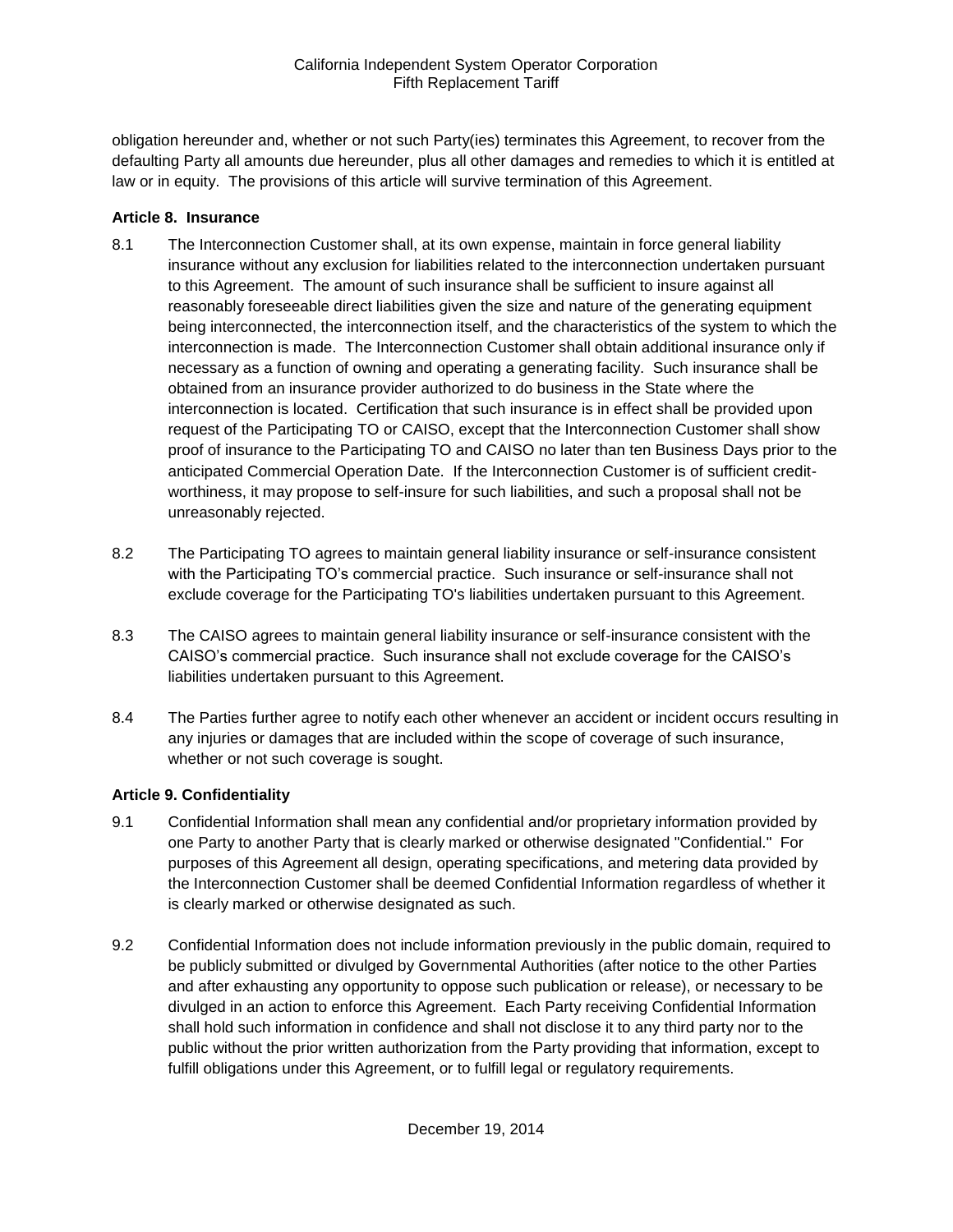obligation hereunder and, whether or not such Party(ies) terminates this Agreement, to recover from the defaulting Party all amounts due hereunder, plus all other damages and remedies to which it is entitled at law or in equity. The provisions of this article will survive termination of this Agreement.

**Article 8. Insurance**

8.1 The Interconnection Customer shall, at its own expense, maintain in force general liability insurance without any exclusion for liabilities related to the interconnection undertaken pursuant to this Agreement. The amount of such insurance shall be sufficient to insure against all reasonably foreseeable direct liabilities given the size and nature of the generating equipment being interconnected, the interconnection itself, and the characteristics of the system to which the interconnection is made. The Interconnection Customer shall obtain additional insurance only if necessary as a function of owning and operating a generating facility. Such insurance shall be obtained from an insurance provider authorized to do business in the State where the interconnection is located. Certification that such insurance is in effect shall be provided upon request of the Participating TO or CAISO, except that the Interconnection Customer shall show proof of insurance to the Participating TO and CAISO no later than ten Business Days prior to the anticipated Commercial Operation Date. If the Interconnection Customer is of sufficient credit-worthiness, it may propose to self-insure for such liabilities, and such a proposal shall not be unreasonably rejected.

8.2 The Participating TO agrees to maintain general liability insurance or self-insurance consistent with the Participating TO's commercial practice. Such insurance or self-insurance shall not exclude coverage for the Participating TO's liabilities undertaken pursuant to this Agreement.

8.3 The CAISO agrees to maintain general liability insurance or self-insurance consistent with the CAISO's commercial practice. Such insurance shall not exclude coverage for the CAISO's liabilities undertaken pursuant to this Agreement.

8.4 The Parties further agree to notify each other whenever an accident or incident occurs resulting in any injuries or damages that are included within the scope of coverage of such insurance, whether or not such coverage is sought.

**Article 9. Confidentiality**

9.1 Confidential Information shall mean any confidential and/or proprietary information provided by one Party to another Party that is clearly marked or otherwise designated "Confidential." For purposes of this Agreement all design, operating specifications, and metering data provided by the Interconnection Customer shall be deemed Confidential Information regardless of whether it is clearly marked or otherwise designated as such.

9.2 Confidential Information does not include information previously in the public domain, required to be publicly submitted or divulged by Governmental Authorities (after notice to the other Parties and after exhausting any opportunity to oppose such publication or release), or necessary to be divulged in an action to enforce this Agreement. Each Party receiving Confidential Information shall hold such information in confidence and shall not disclose it to any third party nor to the public without the prior written authorization from the Party providing that information, except to fulfill obligations under this Agreement, or to fulfill legal or regulatory requirements.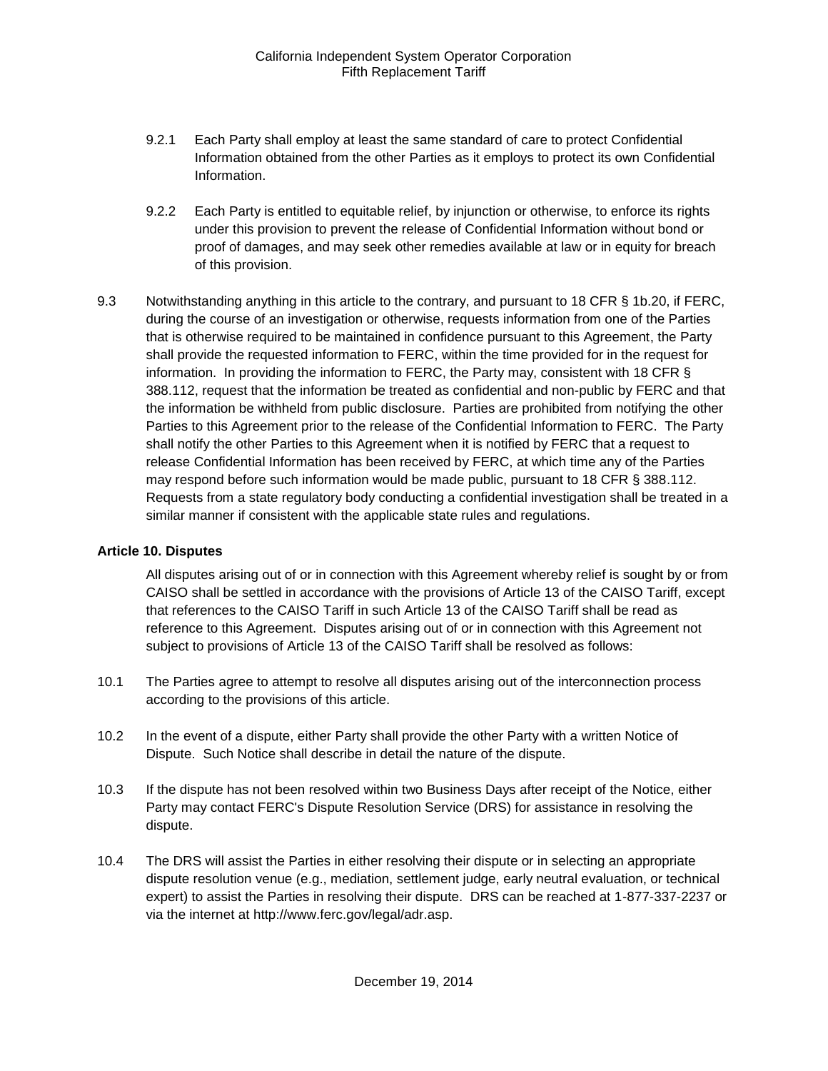9.2.1 Each Party shall employ at least the same standard of care to protect Confidential Information obtained from the other Parties as it employs to protect its own Confidential Information.

9.2.2 Each Party is entitled to equitable relief, by injunction or otherwise, to enforce its rights under this provision to prevent the release of Confidential Information without bond or proof of damages, and may seek other remedies available at law or in equity for breach of this provision.

9.3 Notwithstanding anything in this article to the contrary, and pursuant to 18 CFR § 1b.20, if FERC, during the course of an investigation or otherwise, requests information from one of the Parties that is otherwise required to be maintained in confidence pursuant to this Agreement, the Party shall provide the requested information to FERC, within the time provided for in the request for information. In providing the information to FERC, the Party may, consistent with 18 CFR § 388.112, request that the information be treated as confidential and non-public by FERC and that the information be withheld from public disclosure. Parties are prohibited from notifying the other Parties to this Agreement prior to the release of the Confidential Information to FERC. The Party shall notify the other Parties to this Agreement when it is notified by FERC that a request to release Confidential Information has been received by FERC, at which time any of the Parties may respond before such information would be made public, pursuant to 18 CFR § 388.112. Requests from a state regulatory body conducting a confidential investigation shall be treated in a similar manner if consistent with the applicable state rules and regulations.

**Article 10. Disputes**

All disputes arising out of or in connection with this Agreement whereby relief is sought by or from CAISO shall be settled in accordance with the provisions of Article 13 of the CAISO Tariff, except that references to the CAISO Tariff in such Article 13 of the CAISO Tariff shall be read as reference to this Agreement. Disputes arising out of or in connection with this Agreement not subject to provisions of Article 13 of the CAISO Tariff shall be resolved as follows:

10.1 The Parties agree to attempt to resolve all disputes arising out of the interconnection process according to the provisions of this article.

10.2 In the event of a dispute, either Party shall provide the other Party with a written Notice of Dispute. Such Notice shall describe in detail the nature of the dispute.

10.3 If the dispute has not been resolved within two Business Days after receipt of the Notice, either Party may contact FERC's Dispute Resolution Service (DRS) for assistance in resolving the dispute.

10.4 The DRS will assist the Parties in either resolving their dispute or in selecting an appropriate dispute resolution venue (e.g., mediation, settlement judge, early neutral evaluation, or technical expert) to assist the Parties in resolving their dispute. DRS can be reached at 1-877-337-2237 or via the internet at http://www.ferc.gov/legal/adr.asp.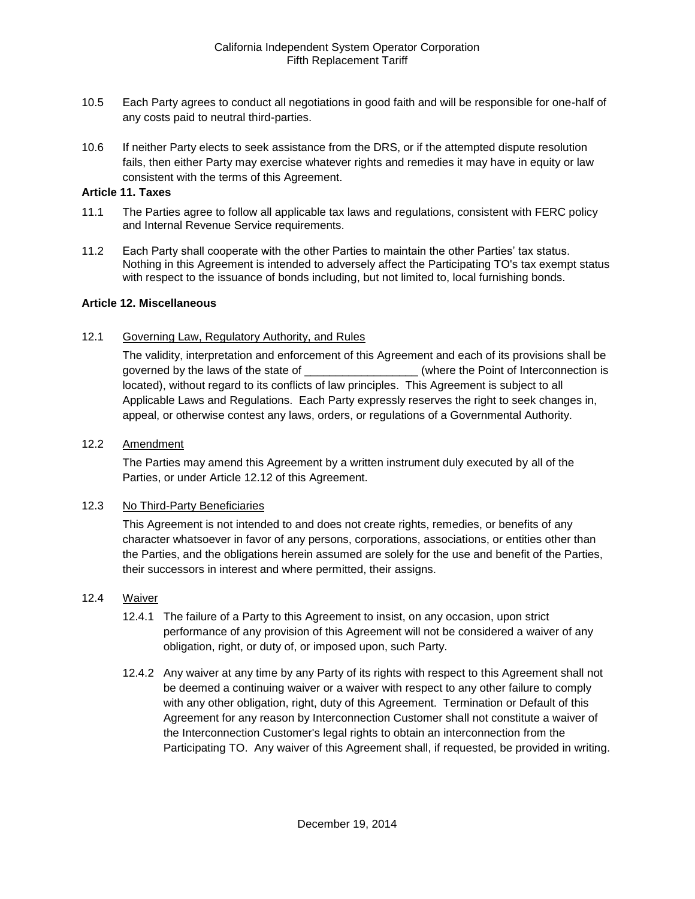10.5 Each Party agrees to conduct all negotiations in good faith and will be responsible for one-half of any costs paid to neutral third-parties.

10.6 If neither Party elects to seek assistance from the DRS, or if the attempted dispute resolution fails, then either Party may exercise whatever rights and remedies it may have in equity or law consistent with the terms of this Agreement.

**Article 11. Taxes**

11.1 The Parties agree to follow all applicable tax laws and regulations, consistent with FERC policy and Internal Revenue Service requirements.

11.2 Each Party shall cooperate with the other Parties to maintain the other Parties' tax status. Nothing in this Agreement is intended to adversely affect the Participating TO's tax exempt status with respect to the issuance of bonds including, but not limited to, local furnishing bonds.

**Article 12. Miscellaneous**

12.1 Governing Law, Regulatory Authority, and Rules

The validity, interpretation and enforcement of this Agreement and each of its provisions shall be governed by the laws of the state of __________________ (where the Point of Interconnection is located), without regard to its conflicts of law principles. This Agreement is subject to all Applicable Laws and Regulations. Each Party expressly reserves the right to seek changes in, appeal, or otherwise contest any laws, orders, or regulations of a Governmental Authority.

12.2 Amendment

The Parties may amend this Agreement by a written instrument duly executed by all of the Parties, or under Article 12.12 of this Agreement.

12.3 No Third-Party Beneficiaries

This Agreement is not intended to and does not create rights, remedies, or benefits of any character whatsoever in favor of any persons, corporations, associations, or entities other than the Parties, and the obligations herein assumed are solely for the use and benefit of the Parties, their successors in interest and where permitted, their assigns.

12.4 Waiver

12.4.1 The failure of a Party to this Agreement to insist, on any occasion, upon strict performance of any provision of this Agreement will not be considered a waiver of any obligation, right, or duty of, or imposed upon, such Party.

12.4.2 Any waiver at any time by any Party of its rights with respect to this Agreement shall not be deemed a continuing waiver or a waiver with respect to any other failure to comply with any other obligation, right, duty of this Agreement. Termination or Default of this Agreement for any reason by Interconnection Customer shall not constitute a waiver of the Interconnection Customer's legal rights to obtain an interconnection from the Participating TO. Any waiver of this Agreement shall, if requested, be provided in writing.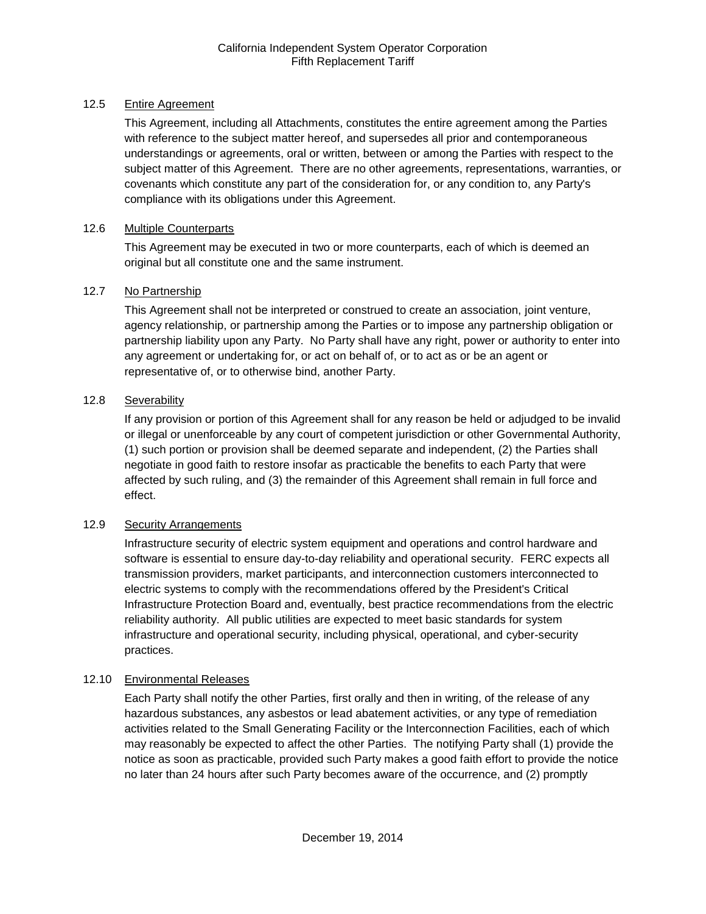12.5 Entire Agreement

This Agreement, including all Attachments, constitutes the entire agreement among the Parties with reference to the subject matter hereof, and supersedes all prior and contemporaneous understandings or agreements, oral or written, between or among the Parties with respect to the subject matter of this Agreement. There are no other agreements, representations, warranties, or covenants which constitute any part of the consideration for, or any condition to, any Party's compliance with its obligations under this Agreement.

12.6 Multiple Counterparts

This Agreement may be executed in two or more counterparts, each of which is deemed an original but all constitute one and the same instrument.

12.7 No Partnership

This Agreement shall not be interpreted or construed to create an association, joint venture, agency relationship, or partnership among the Parties or to impose any partnership obligation or partnership liability upon any Party. No Party shall have any right, power or authority to enter into any agreement or undertaking for, or act on behalf of, or to act as or be an agent or representative of, or to otherwise bind, another Party.

12.8 Severability

If any provision or portion of this Agreement shall for any reason be held or adjudged to be invalid or illegal or unenforceable by any court of competent jurisdiction or other Governmental Authority, (1) such portion or provision shall be deemed separate and independent, (2) the Parties shall negotiate in good faith to restore insofar as practicable the benefits to each Party that were affected by such ruling, and (3) the remainder of this Agreement shall remain in full force and effect.

12.9 Security Arrangements

Infrastructure security of electric system equipment and operations and control hardware and software is essential to ensure day-to-day reliability and operational security. FERC expects all transmission providers, market participants, and interconnection customers interconnected to electric systems to comply with the recommendations offered by the President's Critical Infrastructure Protection Board and, eventually, best practice recommendations from the electric reliability authority. All public utilities are expected to meet basic standards for system infrastructure and operational security, including physical, operational, and cyber-security practices.

12.10 Environmental Releases

Each Party shall notify the other Parties, first orally and then in writing, of the release of any hazardous substances, any asbestos or lead abatement activities, or any type of remediation activities related to the Small Generating Facility or the Interconnection Facilities, each of which may reasonably be expected to affect the other Parties. The notifying Party shall (1) provide the notice as soon as practicable, provided such Party makes a good faith effort to provide the notice no later than 24 hours after such Party becomes aware of the occurrence, and (2) promptly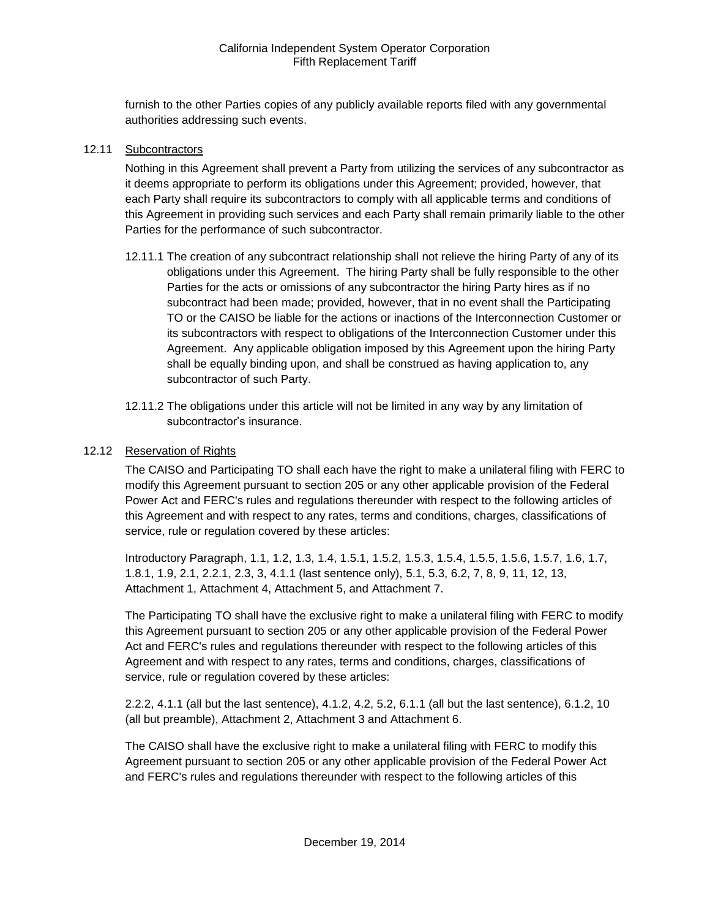furnish to the other Parties copies of any publicly available reports filed with any governmental authorities addressing such events.

12.11 Subcontractors

Nothing in this Agreement shall prevent a Party from utilizing the services of any subcontractor as it deems appropriate to perform its obligations under this Agreement; provided, however, that each Party shall require its subcontractors to comply with all applicable terms and conditions of this Agreement in providing such services and each Party shall remain primarily liable to the other Parties for the performance of such subcontractor.

12.11.1 The creation of any subcontract relationship shall not relieve the hiring Party of any of its obligations under this Agreement. The hiring Party shall be fully responsible to the other Parties for the acts or omissions of any subcontractor the hiring Party hires as if no subcontract had been made; provided, however, that in no event shall the Participating TO or the CAISO be liable for the actions or inactions of the Interconnection Customer or its subcontractors with respect to obligations of the Interconnection Customer under this Agreement. Any applicable obligation imposed by this Agreement upon the hiring Party shall be equally binding upon, and shall be construed as having application to, any subcontractor of such Party.

12.11.2 The obligations under this article will not be limited in any way by any limitation of subcontractor's insurance.

12.12 Reservation of Rights

The CAISO and Participating TO shall each have the right to make a unilateral filing with FERC to modify this Agreement pursuant to section 205 or any other applicable provision of the Federal Power Act and FERC's rules and regulations thereunder with respect to the following articles of this Agreement and with respect to any rates, terms and conditions, charges, classifications of service, rule or regulation covered by these articles:

Introductory Paragraph, 1.1, 1.2, 1.3, 1.4, 1.5.1, 1.5.2, 1.5.3, 1.5.4, 1.5.5, 1.5.6, 1.5.7, 1.6, 1.7, 1.8.1, 1.9, 2.1, 2.2.1, 2.3, 3, 4.1.1 (last sentence only), 5.1, 5.3, 6.2, 7, 8, 9, 11, 12, 13, Attachment 1, Attachment 4, Attachment 5, and Attachment 7.

The Participating TO shall have the exclusive right to make a unilateral filing with FERC to modify this Agreement pursuant to section 205 or any other applicable provision of the Federal Power Act and FERC's rules and regulations thereunder with respect to the following articles of this Agreement and with respect to any rates, terms and conditions, charges, classifications of service, rule or regulation covered by these articles:

2.2.2, 4.1.1 (all but the last sentence), 4.1.2, 4.2, 5.2, 6.1.1 (all but the last sentence), 6.1.2, 10 (all but preamble), Attachment 2, Attachment 3 and Attachment 6.

The CAISO shall have the exclusive right to make a unilateral filing with FERC to modify this Agreement pursuant to section 205 or any other applicable provision of the Federal Power Act and FERC's rules and regulations thereunder with respect to the following articles of this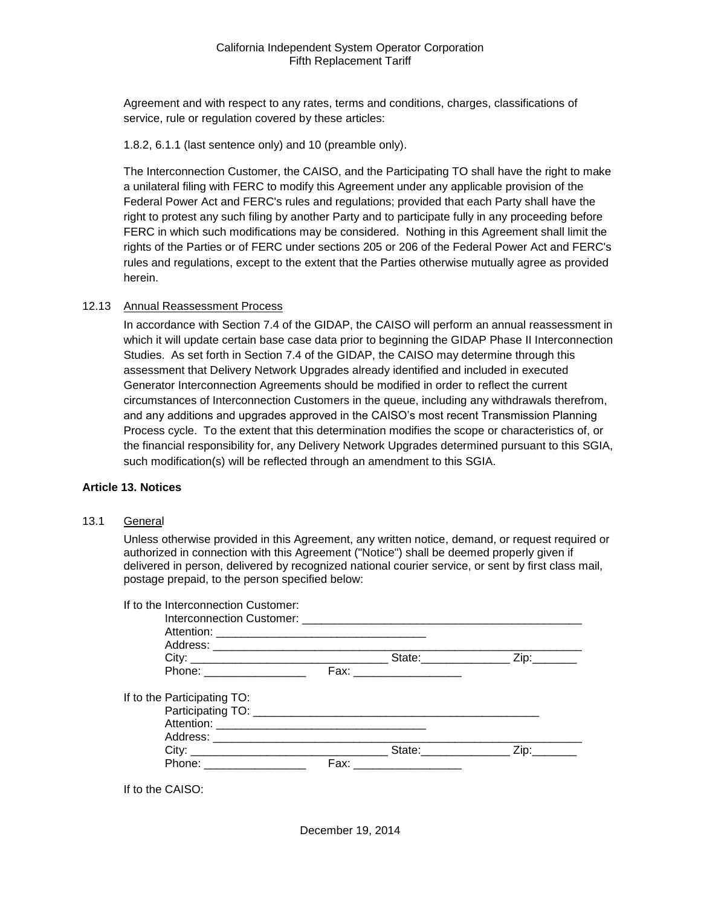Agreement and with respect to any rates, terms and conditions, charges, classifications of service, rule or regulation covered by these articles:

1.8.2, 6.1.1 (last sentence only) and 10 (preamble only).

The Interconnection Customer, the CAISO, and the Participating TO shall have the right to make a unilateral filing with FERC to modify this Agreement under any applicable provision of the Federal Power Act and FERC's rules and regulations; provided that each Party shall have the right to protest any such filing by another Party and to participate fully in any proceeding before FERC in which such modifications may be considered. Nothing in this Agreement shall limit the rights of the Parties or of FERC under sections 205 or 206 of the Federal Power Act and FERC's rules and regulations, except to the extent that the Parties otherwise mutually agree as provided herein.

12.13 Annual Reassessment Process

In accordance with Section 7.4 of the GIDAP, the CAISO will perform an annual reassessment in which it will update certain base case data prior to beginning the GIDAP Phase II Interconnection Studies. As set forth in Section 7.4 of the GIDAP, the CAISO may determine through this assessment that Delivery Network Upgrades already identified and included in executed Generator Interconnection Agreements should be modified in order to reflect the current circumstances of Interconnection Customers in the queue, including any withdrawals therefrom, and any additions and upgrades approved in the CAISO's most recent Transmission Planning Process cycle. To the extent that this determination modifies the scope or characteristics of, or the financial responsibility for, any Delivery Network Upgrades determined pursuant to this SGIA, such modification(s) will be reflected through an amendment to this SGIA.

**Article 13. Notices**

13.1 General

Unless otherwise provided in this Agreement, any written notice, demand, or request required or authorized in connection with this Agreement ("Notice") shall be deemed properly given if delivered in person, delivered by recognized national courier service, or sent by first class mail, postage prepaid, to the person specified below:

If to the Interconnection Customer:

Interconnection Customer: _____________________________________________
Attention: _________________________________
Address: ___________________________________________________________
City: _______________________________ State:______________ Zip:_______
Phone: ________________ Fax: _________________

If to the Participating TO:

Participating TO: _____________________________________________
Attention: _________________________________
Address: ___________________________________________________________
City: _______________________________ State:______________ Zip:_______
Phone: ________________ Fax: _________________

If to the CAISO: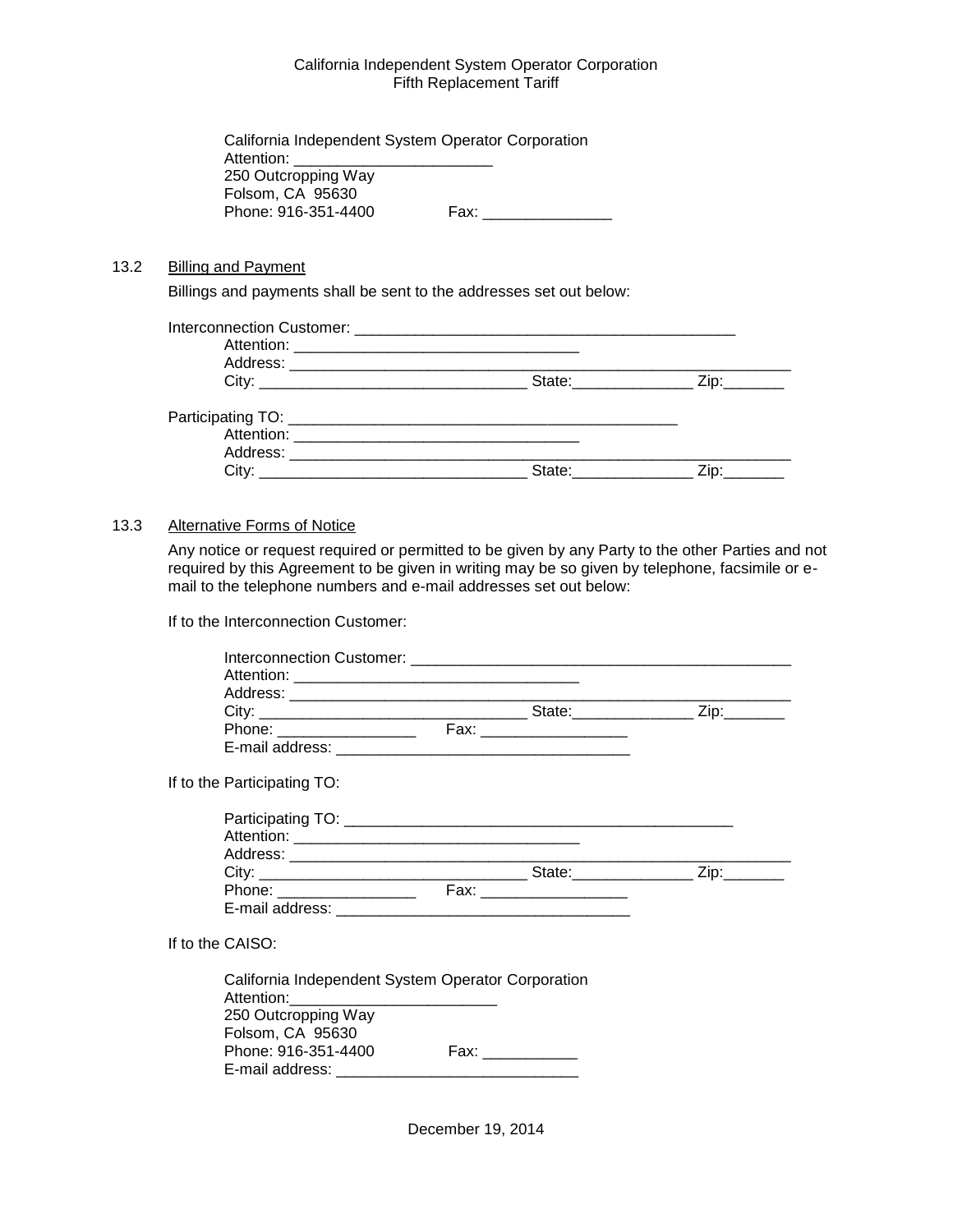California Independent System Operator Corporation
Attention: _______________________
250 Outcropping Way
Folsom, CA 95630
Phone: 916-351-4400 Fax: _______________

13.2 Billing and Payment

Billings and payments shall be sent to the addresses set out below:

Interconnection Customer: ____________________________________________
Attention: _________________________________
Address: ___________________________________________________________
City: _______________________________ State:______________ Zip:_______

Participating TO: _____________________________________________
Attention: _________________________________
Address: ___________________________________________________________
City: _______________________________ State:______________ Zip:_______

13.3 Alternative Forms of Notice

Any notice or request required or permitted to be given by any Party to the other Parties and not required by this Agreement to be given in writing may be so given by telephone, facsimile or e-mail to the telephone numbers and e-mail addresses set out below:

If to the Interconnection Customer:

Interconnection Customer: ____________________________________________
Attention: _________________________________
Address: ___________________________________________________________
City: _______________________________ State:______________ Zip:_______
Phone: ________________ Fax: _________________
E-mail address: __________________________________

If to the Participating TO:

Participating TO: _____________________________________________
Attention: _________________________________
Address: ___________________________________________________________
City: _______________________________ State:______________ Zip:_______
Phone: ________________ Fax: _________________
E-mail address: __________________________________

If to the CAISO:

California Independent System Operator Corporation
Attention:________________________
250 Outcropping Way
Folsom, CA 95630
Phone: 916-351-4400 Fax: ___________
E-mail address: ___________________________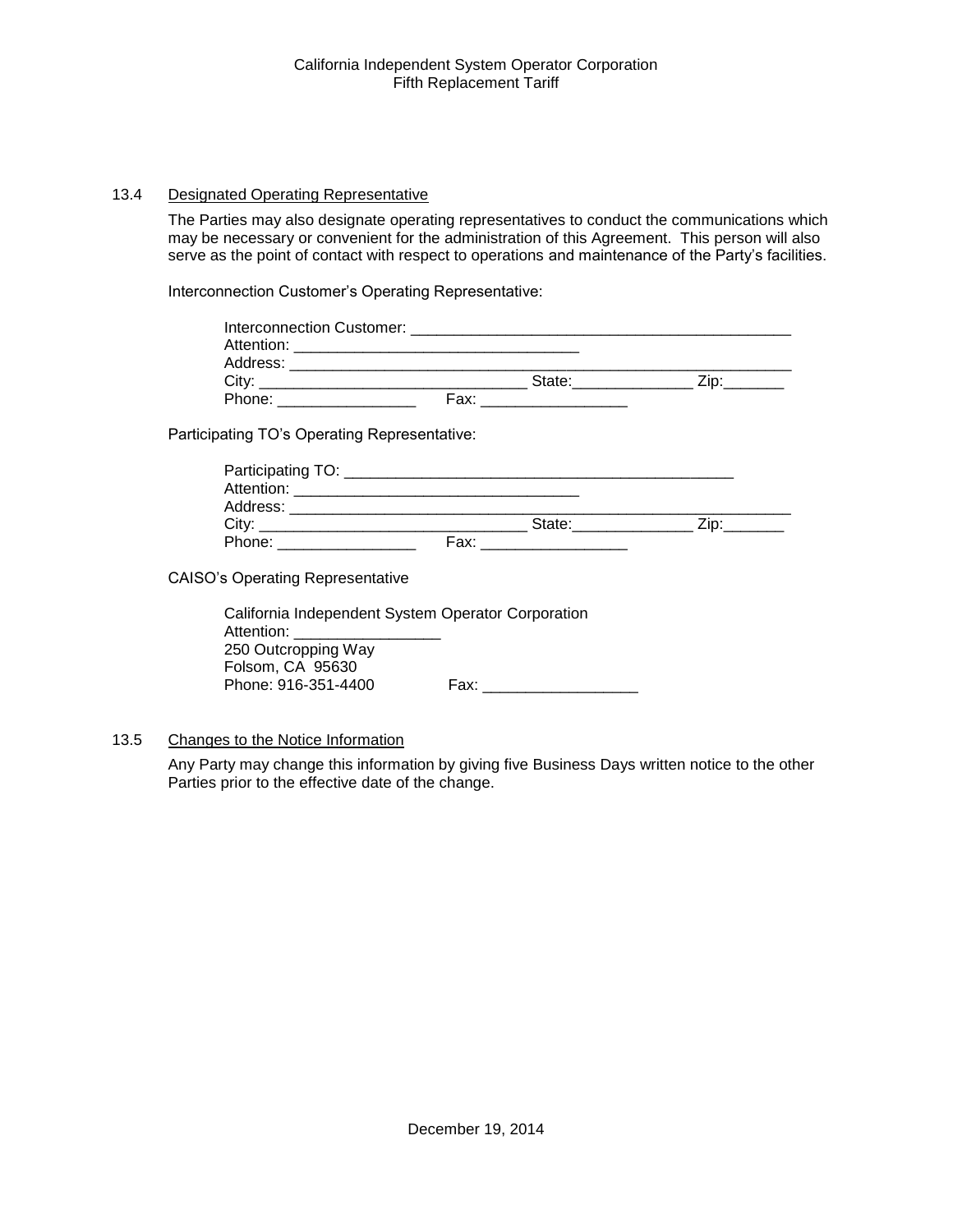### 13.4 Designated Operating Representative

The Parties may also designate operating representatives to conduct the communications which may be necessary or convenient for the administration of this Agreement. This person will also serve as the point of contact with respect to operations and maintenance of the Party's facilities.

Interconnection Customer's Operating Representative:

Interconnection Customer: _______________________________________________
Attention: ___________________________________
Address: _______________________________________________________________
City: _________________________________ State:______________ Zip:_______
Phone: ________________ Fax: _________________

Participating TO's Operating Representative:

Participating TO: _______________________________________________
Attention: ___________________________________
Address: _______________________________________________________________
City: _________________________________ State:______________ Zip:_______
Phone: ________________ Fax: _________________

CAISO's Operating Representative

California Independent System Operator Corporation
Attention: _________________
250 Outcropping Way
Folsom, CA 95630
Phone: 916-351-4400 Fax: __________________

### 13.5 Changes to the Notice Information

Any Party may change this information by giving five Business Days written notice to the other Parties prior to the effective date of the change.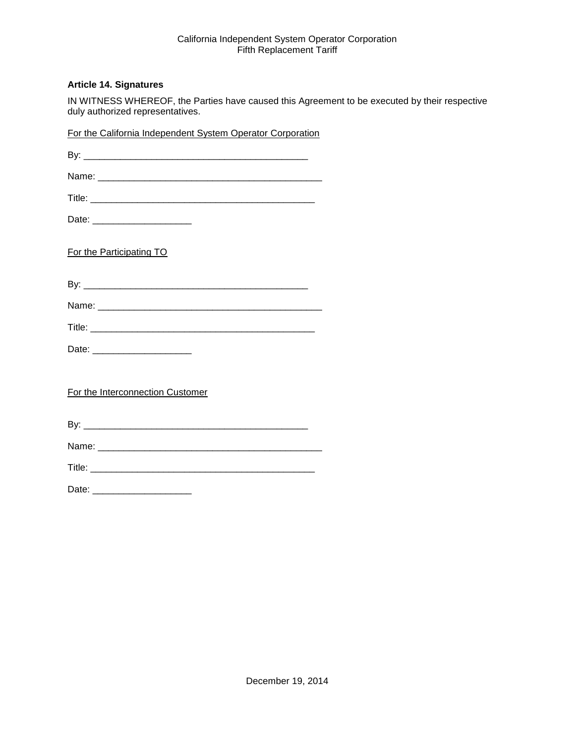**Article 14. Signatures**

IN WITNESS WHEREOF, the Parties have caused this Agreement to be executed by their respective duly authorized representatives.

For the California Independent System Operator Corporation

By: ___________________________________________

Name: ___________________________________________

Title: ___________________________________________

Date: ___________________

For the Participating TO

By: ___________________________________________

Name: ___________________________________________

Title: ___________________________________________

Date: ___________________

For the Interconnection Customer

By: ___________________________________________

Name: ___________________________________________

Title: ___________________________________________

Date: ___________________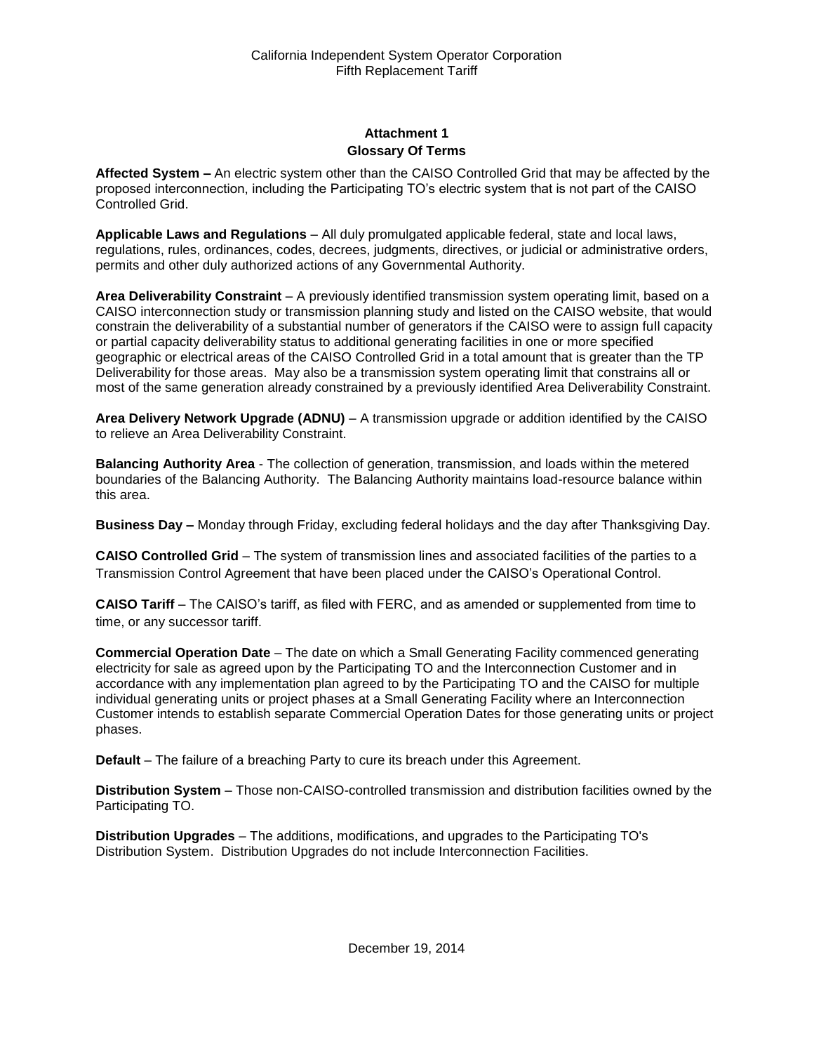## Attachment 1
## Glossary Of Terms

**Affected System –** An electric system other than the CAISO Controlled Grid that may be affected by the proposed interconnection, including the Participating TO's electric system that is not part of the CAISO Controlled Grid.

**Applicable Laws and Regulations** – All duly promulgated applicable federal, state and local laws, regulations, rules, ordinances, codes, decrees, judgments, directives, or judicial or administrative orders, permits and other duly authorized actions of any Governmental Authority.

**Area Deliverability Constraint** – A previously identified transmission system operating limit, based on a CAISO interconnection study or transmission planning study and listed on the CAISO website, that would constrain the deliverability of a substantial number of generators if the CAISO were to assign full capacity or partial capacity deliverability status to additional generating facilities in one or more specified geographic or electrical areas of the CAISO Controlled Grid in a total amount that is greater than the TP Deliverability for those areas. May also be a transmission system operating limit that constrains all or most of the same generation already constrained by a previously identified Area Deliverability Constraint.

**Area Delivery Network Upgrade (ADNU)** – A transmission upgrade or addition identified by the CAISO to relieve an Area Deliverability Constraint.

**Balancing Authority Area** - The collection of generation, transmission, and loads within the metered boundaries of the Balancing Authority. The Balancing Authority maintains load-resource balance within this area.

**Business Day –** Monday through Friday, excluding federal holidays and the day after Thanksgiving Day.

**CAISO Controlled Grid** – The system of transmission lines and associated facilities of the parties to a Transmission Control Agreement that have been placed under the CAISO's Operational Control.

**CAISO Tariff** – The CAISO's tariff, as filed with FERC, and as amended or supplemented from time to time, or any successor tariff.

**Commercial Operation Date** – The date on which a Small Generating Facility commenced generating electricity for sale as agreed upon by the Participating TO and the Interconnection Customer and in accordance with any implementation plan agreed to by the Participating TO and the CAISO for multiple individual generating units or project phases at a Small Generating Facility where an Interconnection Customer intends to establish separate Commercial Operation Dates for those generating units or project phases.

**Default** – The failure of a breaching Party to cure its breach under this Agreement.

**Distribution System** – Those non-CAISO-controlled transmission and distribution facilities owned by the Participating TO.

**Distribution Upgrades** – The additions, modifications, and upgrades to the Participating TO's Distribution System. Distribution Upgrades do not include Interconnection Facilities.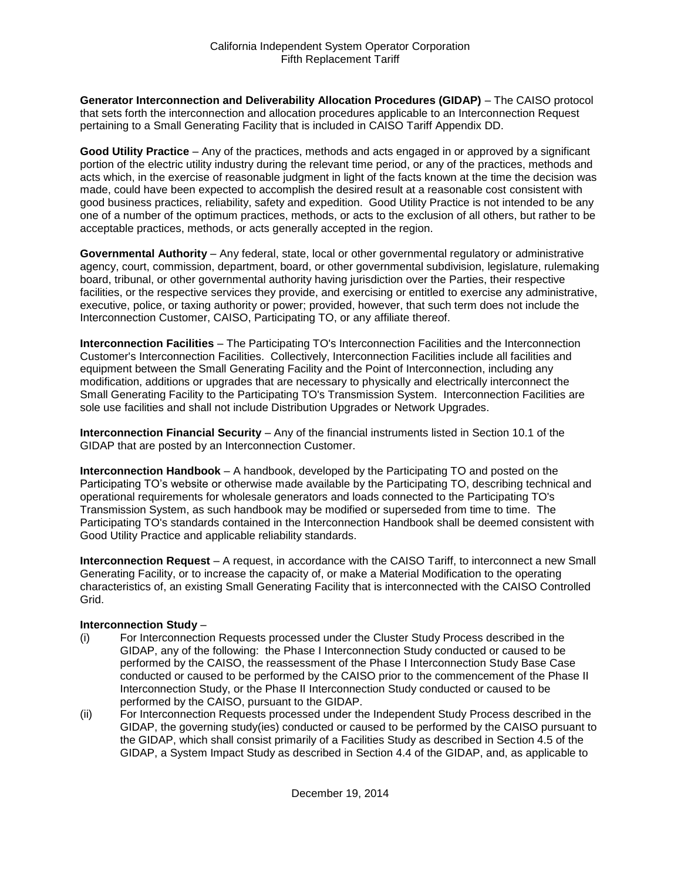**Generator Interconnection and Deliverability Allocation Procedures (GIDAP)** – The CAISO protocol that sets forth the interconnection and allocation procedures applicable to an Interconnection Request pertaining to a Small Generating Facility that is included in CAISO Tariff Appendix DD.

**Good Utility Practice** – Any of the practices, methods and acts engaged in or approved by a significant portion of the electric utility industry during the relevant time period, or any of the practices, methods and acts which, in the exercise of reasonable judgment in light of the facts known at the time the decision was made, could have been expected to accomplish the desired result at a reasonable cost consistent with good business practices, reliability, safety and expedition. Good Utility Practice is not intended to be any one of a number of the optimum practices, methods, or acts to the exclusion of all others, but rather to be acceptable practices, methods, or acts generally accepted in the region.

**Governmental Authority** – Any federal, state, local or other governmental regulatory or administrative agency, court, commission, department, board, or other governmental subdivision, legislature, rulemaking board, tribunal, or other governmental authority having jurisdiction over the Parties, their respective facilities, or the respective services they provide, and exercising or entitled to exercise any administrative, executive, police, or taxing authority or power; provided, however, that such term does not include the Interconnection Customer, CAISO, Participating TO, or any affiliate thereof.

**Interconnection Facilities** – The Participating TO's Interconnection Facilities and the Interconnection Customer's Interconnection Facilities. Collectively, Interconnection Facilities include all facilities and equipment between the Small Generating Facility and the Point of Interconnection, including any modification, additions or upgrades that are necessary to physically and electrically interconnect the Small Generating Facility to the Participating TO's Transmission System. Interconnection Facilities are sole use facilities and shall not include Distribution Upgrades or Network Upgrades.

**Interconnection Financial Security** – Any of the financial instruments listed in Section 10.1 of the GIDAP that are posted by an Interconnection Customer.

**Interconnection Handbook** – A handbook, developed by the Participating TO and posted on the Participating TO's website or otherwise made available by the Participating TO, describing technical and operational requirements for wholesale generators and loads connected to the Participating TO's Transmission System, as such handbook may be modified or superseded from time to time. The Participating TO's standards contained in the Interconnection Handbook shall be deemed consistent with Good Utility Practice and applicable reliability standards.

**Interconnection Request** – A request, in accordance with the CAISO Tariff, to interconnect a new Small Generating Facility, or to increase the capacity of, or make a Material Modification to the operating characteristics of, an existing Small Generating Facility that is interconnected with the CAISO Controlled Grid.

**Interconnection Study** –

(i) For Interconnection Requests processed under the Cluster Study Process described in the GIDAP, any of the following: the Phase I Interconnection Study conducted or caused to be performed by the CAISO, the reassessment of the Phase I Interconnection Study Base Case conducted or caused to be performed by the CAISO prior to the commencement of the Phase II Interconnection Study, or the Phase II Interconnection Study conducted or caused to be performed by the CAISO, pursuant to the GIDAP.

(ii) For Interconnection Requests processed under the Independent Study Process described in the GIDAP, the governing study(ies) conducted or caused to be performed by the CAISO pursuant to the GIDAP, which shall consist primarily of a Facilities Study as described in Section 4.5 of the GIDAP, a System Impact Study as described in Section 4.4 of the GIDAP, and, as applicable to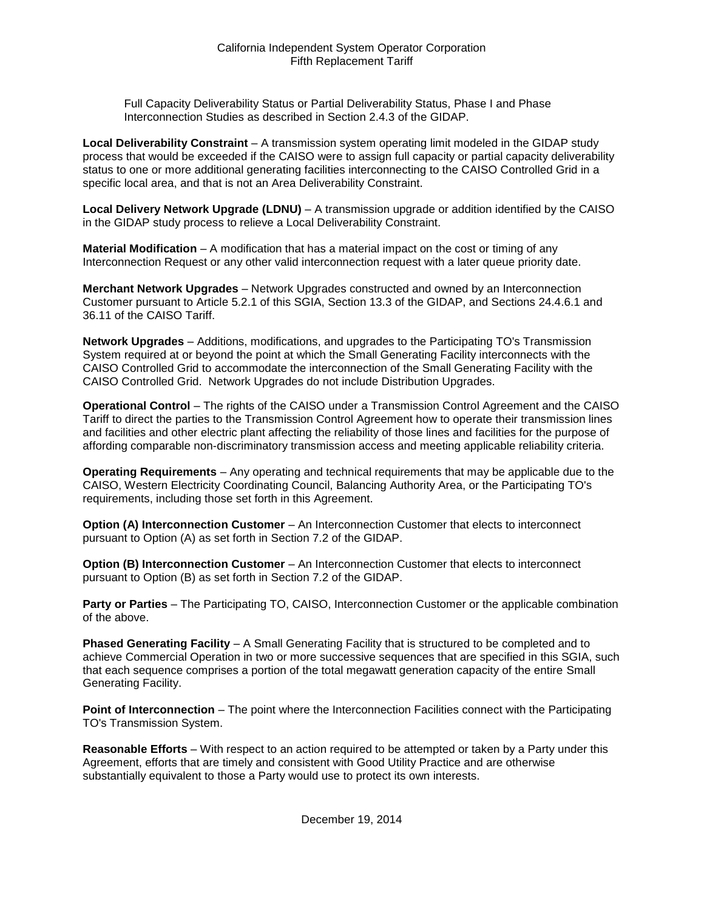Full Capacity Deliverability Status or Partial Deliverability Status, Phase I and Phase Interconnection Studies as described in Section 2.4.3 of the GIDAP.

**Local Deliverability Constraint** – A transmission system operating limit modeled in the GIDAP study process that would be exceeded if the CAISO were to assign full capacity or partial capacity deliverability status to one or more additional generating facilities interconnecting to the CAISO Controlled Grid in a specific local area, and that is not an Area Deliverability Constraint.

**Local Delivery Network Upgrade (LDNU)** – A transmission upgrade or addition identified by the CAISO in the GIDAP study process to relieve a Local Deliverability Constraint.

**Material Modification** – A modification that has a material impact on the cost or timing of any Interconnection Request or any other valid interconnection request with a later queue priority date.

**Merchant Network Upgrades** – Network Upgrades constructed and owned by an Interconnection Customer pursuant to Article 5.2.1 of this SGIA, Section 13.3 of the GIDAP, and Sections 24.4.6.1 and 36.11 of the CAISO Tariff.

**Network Upgrades** – Additions, modifications, and upgrades to the Participating TO's Transmission System required at or beyond the point at which the Small Generating Facility interconnects with the CAISO Controlled Grid to accommodate the interconnection of the Small Generating Facility with the CAISO Controlled Grid. Network Upgrades do not include Distribution Upgrades.

**Operational Control** – The rights of the CAISO under a Transmission Control Agreement and the CAISO Tariff to direct the parties to the Transmission Control Agreement how to operate their transmission lines and facilities and other electric plant affecting the reliability of those lines and facilities for the purpose of affording comparable non-discriminatory transmission access and meeting applicable reliability criteria.

**Operating Requirements** – Any operating and technical requirements that may be applicable due to the CAISO, Western Electricity Coordinating Council, Balancing Authority Area, or the Participating TO's requirements, including those set forth in this Agreement.

**Option (A) Interconnection Customer** – An Interconnection Customer that elects to interconnect pursuant to Option (A) as set forth in Section 7.2 of the GIDAP.

**Option (B) Interconnection Customer** – An Interconnection Customer that elects to interconnect pursuant to Option (B) as set forth in Section 7.2 of the GIDAP.

**Party or Parties** – The Participating TO, CAISO, Interconnection Customer or the applicable combination of the above.

**Phased Generating Facility** – A Small Generating Facility that is structured to be completed and to achieve Commercial Operation in two or more successive sequences that are specified in this SGIA, such that each sequence comprises a portion of the total megawatt generation capacity of the entire Small Generating Facility.

**Point of Interconnection** – The point where the Interconnection Facilities connect with the Participating TO's Transmission System.

**Reasonable Efforts** – With respect to an action required to be attempted or taken by a Party under this Agreement, efforts that are timely and consistent with Good Utility Practice and are otherwise substantially equivalent to those a Party would use to protect its own interests.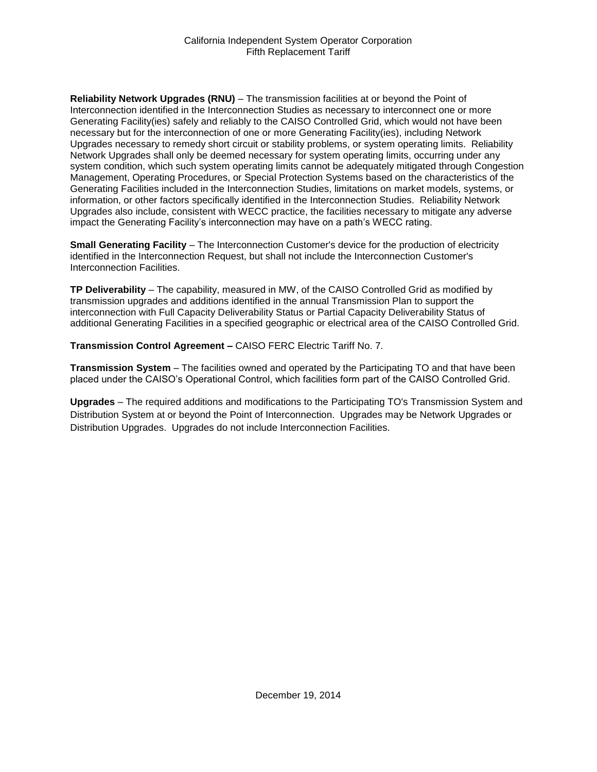**Reliability Network Upgrades (RNU)** – The transmission facilities at or beyond the Point of Interconnection identified in the Interconnection Studies as necessary to interconnect one or more Generating Facility(ies) safely and reliably to the CAISO Controlled Grid, which would not have been necessary but for the interconnection of one or more Generating Facility(ies), including Network Upgrades necessary to remedy short circuit or stability problems, or system operating limits. Reliability Network Upgrades shall only be deemed necessary for system operating limits, occurring under any system condition, which such system operating limits cannot be adequately mitigated through Congestion Management, Operating Procedures, or Special Protection Systems based on the characteristics of the Generating Facilities included in the Interconnection Studies, limitations on market models, systems, or information, or other factors specifically identified in the Interconnection Studies. Reliability Network Upgrades also include, consistent with WECC practice, the facilities necessary to mitigate any adverse impact the Generating Facility's interconnection may have on a path's WECC rating.

**Small Generating Facility** – The Interconnection Customer's device for the production of electricity identified in the Interconnection Request, but shall not include the Interconnection Customer's Interconnection Facilities.

**TP Deliverability** – The capability, measured in MW, of the CAISO Controlled Grid as modified by transmission upgrades and additions identified in the annual Transmission Plan to support the interconnection with Full Capacity Deliverability Status or Partial Capacity Deliverability Status of additional Generating Facilities in a specified geographic or electrical area of the CAISO Controlled Grid.

**Transmission Control Agreement –** CAISO FERC Electric Tariff No. 7.

**Transmission System** – The facilities owned and operated by the Participating TO and that have been placed under the CAISO's Operational Control, which facilities form part of the CAISO Controlled Grid.

**Upgrades** – The required additions and modifications to the Participating TO's Transmission System and Distribution System at or beyond the Point of Interconnection. Upgrades may be Network Upgrades or Distribution Upgrades. Upgrades do not include Interconnection Facilities.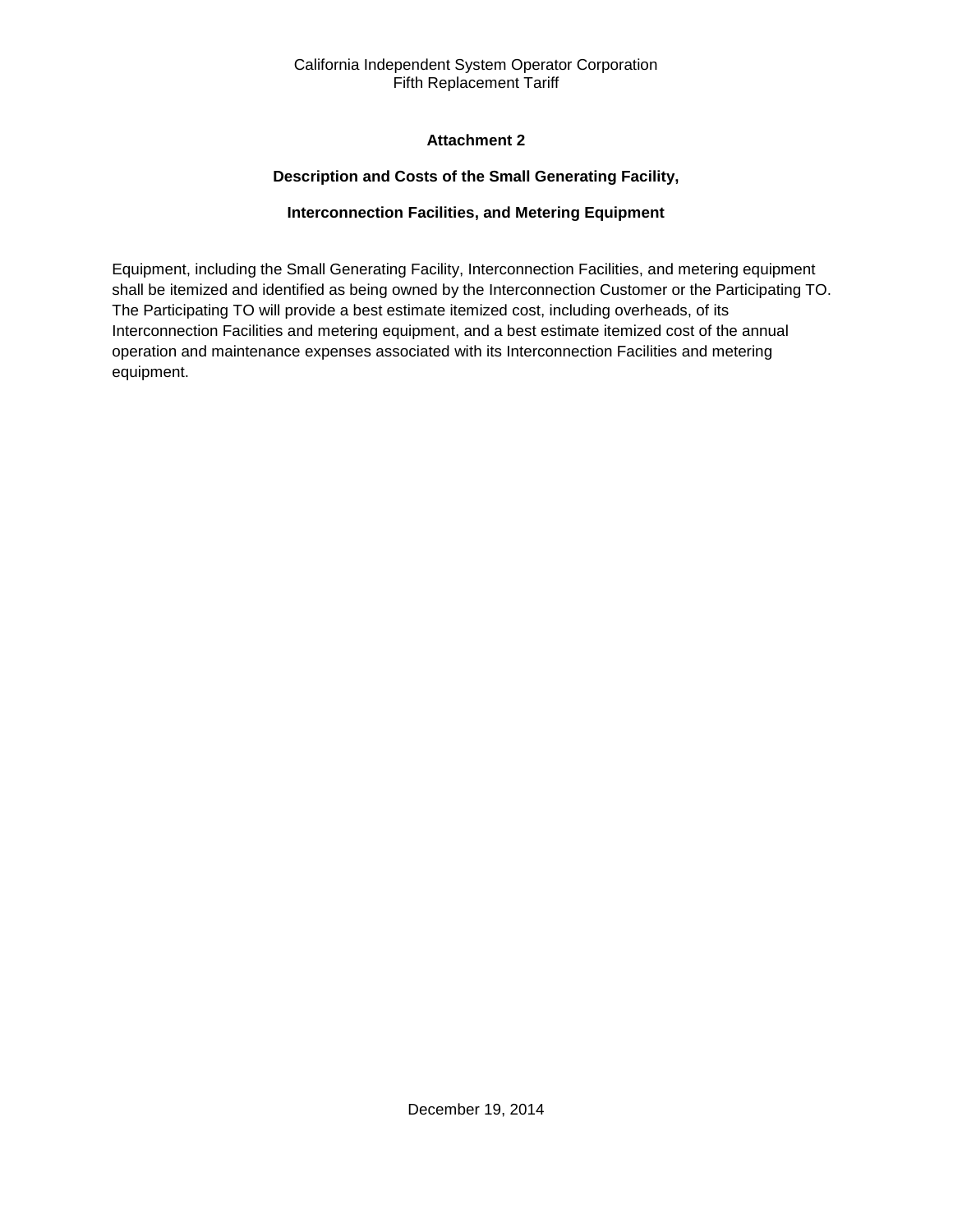## Attachment 2

### Description and Costs of the Small Generating Facility,

### Interconnection Facilities, and Metering Equipment

Equipment, including the Small Generating Facility, Interconnection Facilities, and metering equipment shall be itemized and identified as being owned by the Interconnection Customer or the Participating TO. The Participating TO will provide a best estimate itemized cost, including overheads, of its Interconnection Facilities and metering equipment, and a best estimate itemized cost of the annual operation and maintenance expenses associated with its Interconnection Facilities and metering equipment.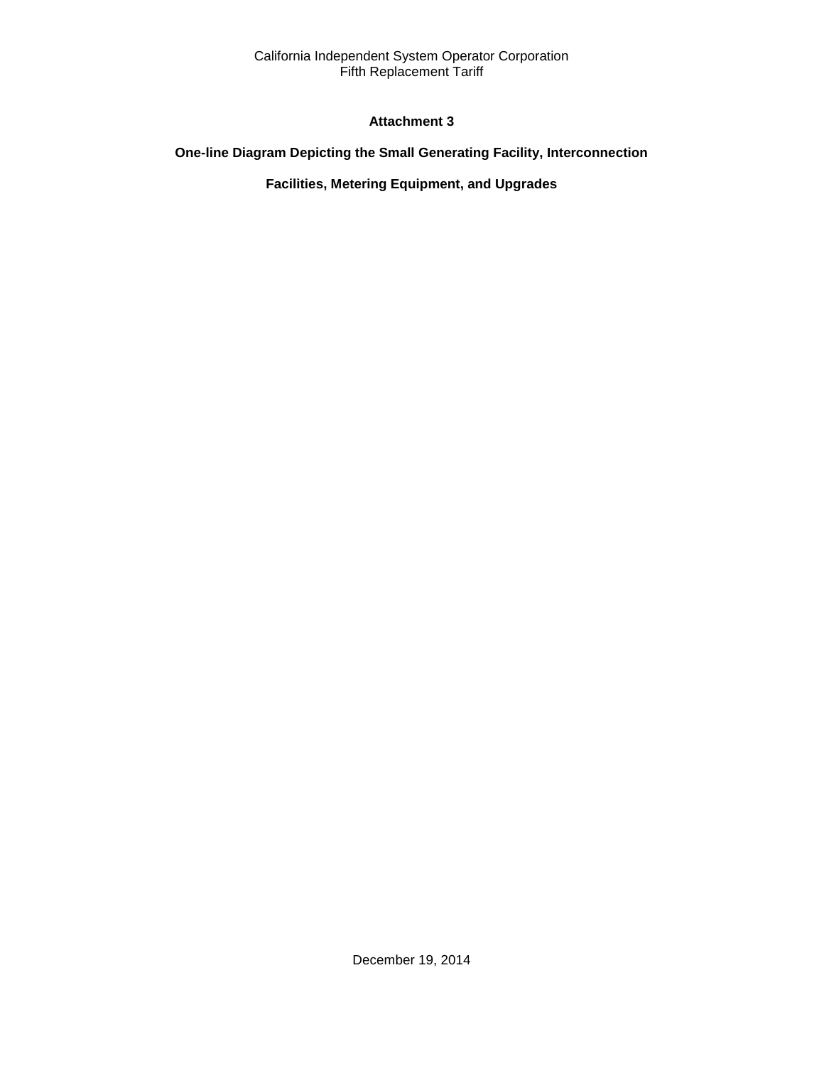## Attachment 3

**One-line Diagram Depicting the Small Generating Facility, Interconnection**

**Facilities, Metering Equipment, and Upgrades**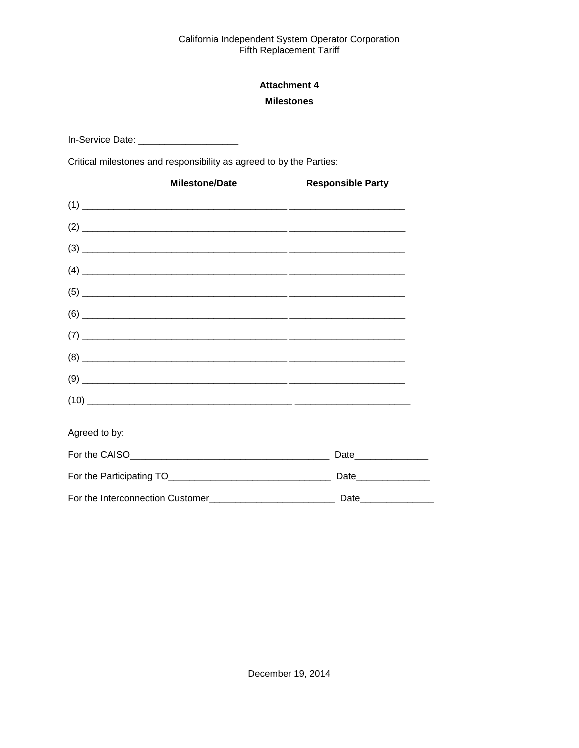## Attachment 4

## Milestones

In-Service Date: ___________________

Critical milestones and responsibility as agreed to by the Parties:

| | Milestone/Date | Responsible Party |
|---|---|---|
| (1) | _______________________________________ | ______________________ |
| (2) | _______________________________________ | ______________________ |
| (3) | _______________________________________ | ______________________ |
| (4) | _______________________________________ | ______________________ |
| (5) | _______________________________________ | ______________________ |
| (6) | _______________________________________ | ______________________ |
| (7) | _______________________________________ | ______________________ |
| (8) | _______________________________________ | ______________________ |
| (9) | _______________________________________ | ______________________ |
| (10) | _______________________________________ | ______________________ |

Agreed to by:

For the CAISO______________________________________ Date______________

For the Participating TO_______________________________ Date______________

For the Interconnection Customer________________________ Date______________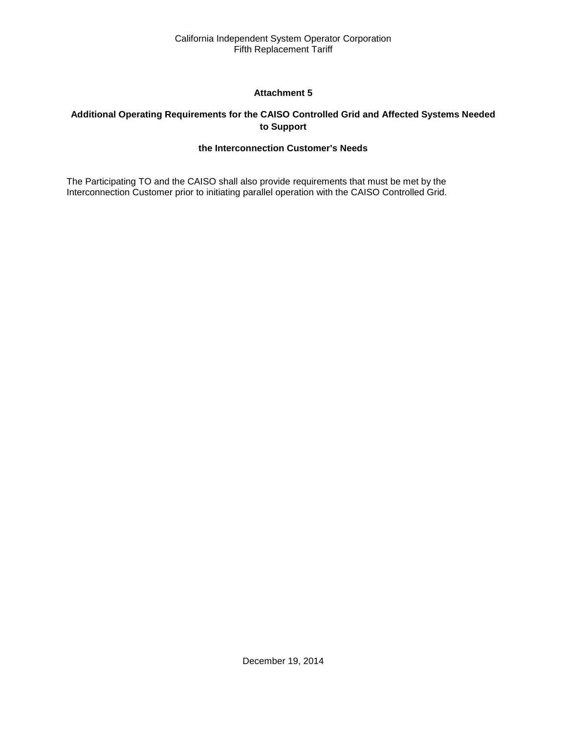## Attachment 5

### Additional Operating Requirements for the CAISO Controlled Grid and Affected Systems Needed to Support

### the Interconnection Customer's Needs

The Participating TO and the CAISO shall also provide requirements that must be met by the Interconnection Customer prior to initiating parallel operation with the CAISO Controlled Grid.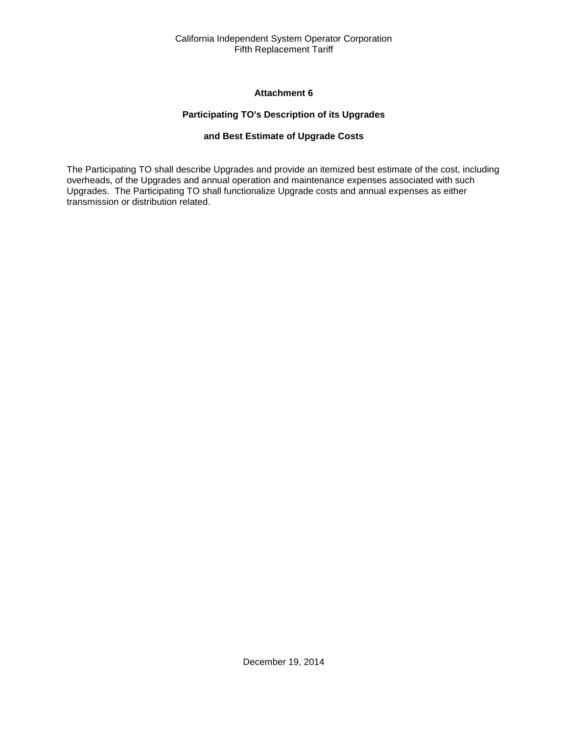## Attachment 6

### Participating TO's Description of its Upgrades

### and Best Estimate of Upgrade Costs

The Participating TO shall describe Upgrades and provide an itemized best estimate of the cost, including overheads, of the Upgrades and annual operation and maintenance expenses associated with such Upgrades. The Participating TO shall functionalize Upgrade costs and annual expenses as either transmission or distribution related.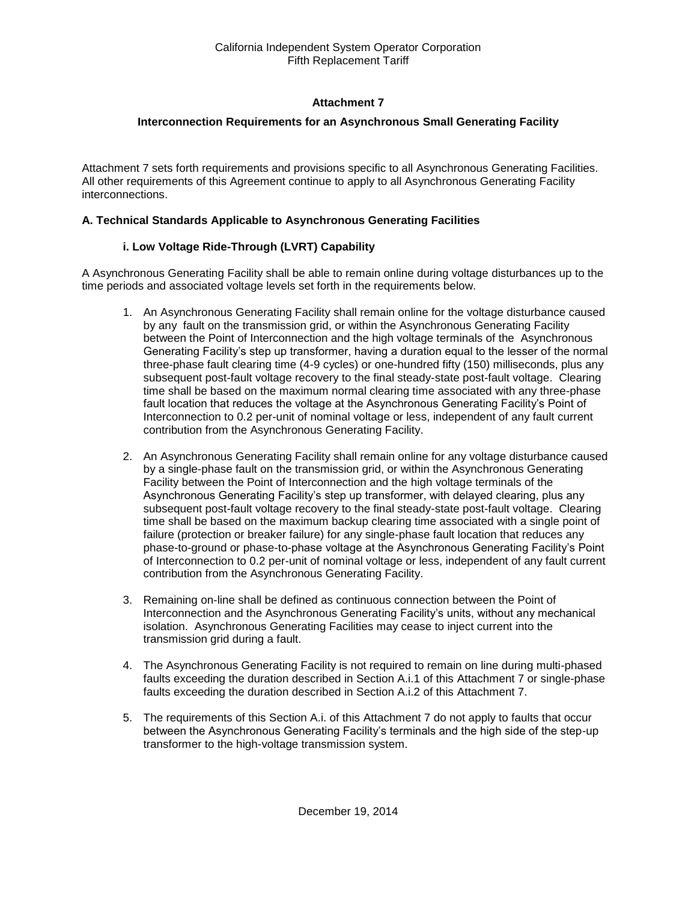## Attachment 7

### Interconnection Requirements for an Asynchronous Small Generating Facility

Attachment 7 sets forth requirements and provisions specific to all Asynchronous Generating Facilities. All other requirements of this Agreement continue to apply to all Asynchronous Generating Facility interconnections.

### A. Technical Standards Applicable to Asynchronous Generating Facilities

#### i. Low Voltage Ride-Through (LVRT) Capability

A Asynchronous Generating Facility shall be able to remain online during voltage disturbances up to the time periods and associated voltage levels set forth in the requirements below.

1. An Asynchronous Generating Facility shall remain online for the voltage disturbance caused by any fault on the transmission grid, or within the Asynchronous Generating Facility between the Point of Interconnection and the high voltage terminals of the Asynchronous Generating Facility's step up transformer, having a duration equal to the lesser of the normal three-phase fault clearing time (4-9 cycles) or one-hundred fifty (150) milliseconds, plus any subsequent post-fault voltage recovery to the final steady-state post-fault voltage. Clearing time shall be based on the maximum normal clearing time associated with any three-phase fault location that reduces the voltage at the Asynchronous Generating Facility's Point of Interconnection to 0.2 per-unit of nominal voltage or less, independent of any fault current contribution from the Asynchronous Generating Facility.

2. An Asynchronous Generating Facility shall remain online for any voltage disturbance caused by a single-phase fault on the transmission grid, or within the Asynchronous Generating Facility between the Point of Interconnection and the high voltage terminals of the Asynchronous Generating Facility's step up transformer, with delayed clearing, plus any subsequent post-fault voltage recovery to the final steady-state post-fault voltage. Clearing time shall be based on the maximum backup clearing time associated with a single point of failure (protection or breaker failure) for any single-phase fault location that reduces any phase-to-ground or phase-to-phase voltage at the Asynchronous Generating Facility's Point of Interconnection to 0.2 per-unit of nominal voltage or less, independent of any fault current contribution from the Asynchronous Generating Facility.

3. Remaining on-line shall be defined as continuous connection between the Point of Interconnection and the Asynchronous Generating Facility's units, without any mechanical isolation. Asynchronous Generating Facilities may cease to inject current into the transmission grid during a fault.

4. The Asynchronous Generating Facility is not required to remain on line during multi-phased faults exceeding the duration described in Section A.i.1 of this Attachment 7 or single-phase faults exceeding the duration described in Section A.i.2 of this Attachment 7.

5. The requirements of this Section A.i. of this Attachment 7 do not apply to faults that occur between the Asynchronous Generating Facility's terminals and the high side of the step-up transformer to the high-voltage transmission system.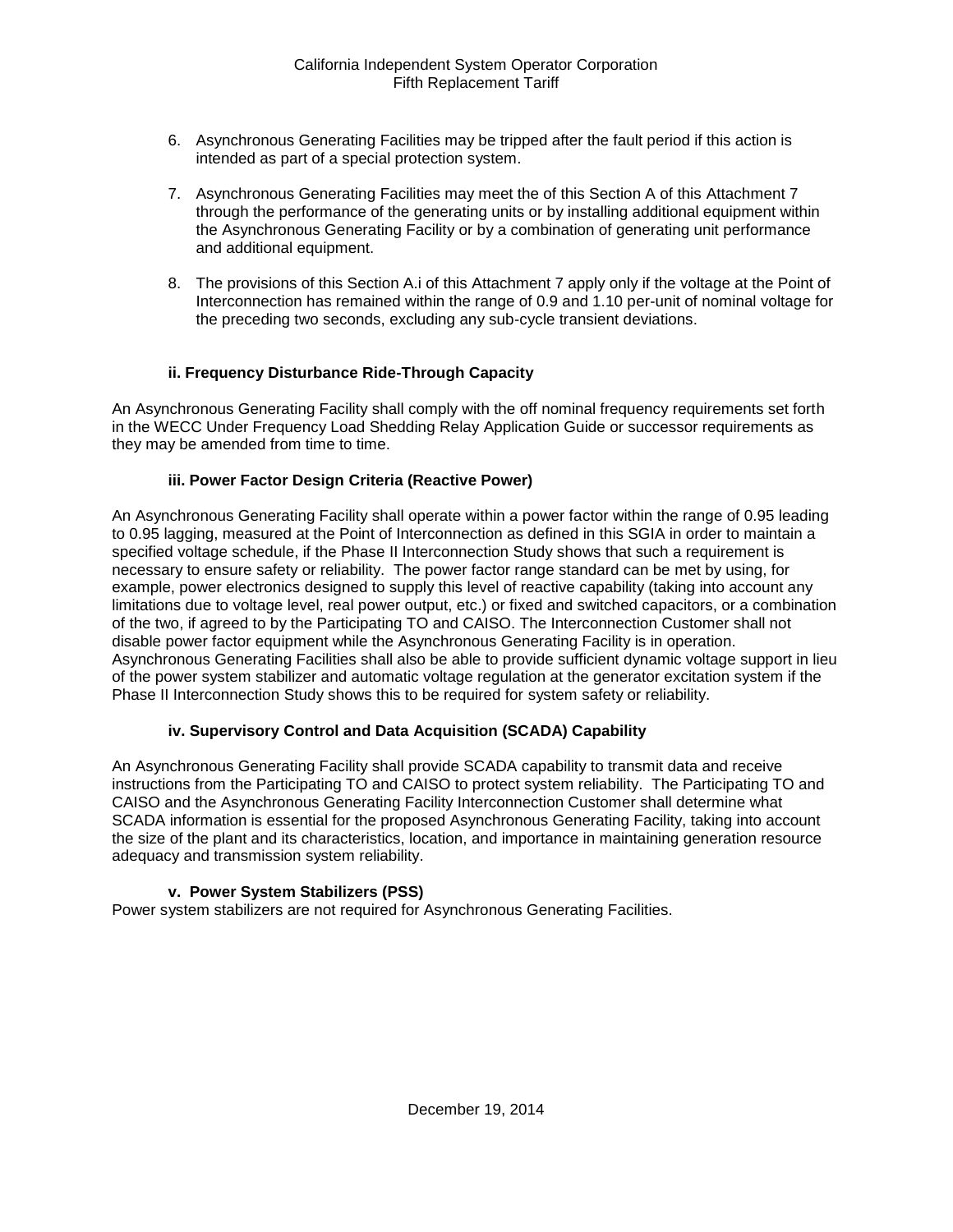6. Asynchronous Generating Facilities may be tripped after the fault period if this action is intended as part of a special protection system.

7. Asynchronous Generating Facilities may meet the of this Section A of this Attachment 7 through the performance of the generating units or by installing additional equipment within the Asynchronous Generating Facility or by a combination of generating unit performance and additional equipment.

8. The provisions of this Section A.i of this Attachment 7 apply only if the voltage at the Point of Interconnection has remained within the range of 0.9 and 1.10 per-unit of nominal voltage for the preceding two seconds, excluding any sub-cycle transient deviations.

### ii. Frequency Disturbance Ride-Through Capacity

An Asynchronous Generating Facility shall comply with the off nominal frequency requirements set forth in the WECC Under Frequency Load Shedding Relay Application Guide or successor requirements as they may be amended from time to time.

### iii. Power Factor Design Criteria (Reactive Power)

An Asynchronous Generating Facility shall operate within a power factor within the range of 0.95 leading to 0.95 lagging, measured at the Point of Interconnection as defined in this SGIA in order to maintain a specified voltage schedule, if the Phase II Interconnection Study shows that such a requirement is necessary to ensure safety or reliability. The power factor range standard can be met by using, for example, power electronics designed to supply this level of reactive capability (taking into account any limitations due to voltage level, real power output, etc.) or fixed and switched capacitors, or a combination of the two, if agreed to by the Participating TO and CAISO. The Interconnection Customer shall not disable power factor equipment while the Asynchronous Generating Facility is in operation. Asynchronous Generating Facilities shall also be able to provide sufficient dynamic voltage support in lieu of the power system stabilizer and automatic voltage regulation at the generator excitation system if the Phase II Interconnection Study shows this to be required for system safety or reliability.

### iv. Supervisory Control and Data Acquisition (SCADA) Capability

An Asynchronous Generating Facility shall provide SCADA capability to transmit data and receive instructions from the Participating TO and CAISO to protect system reliability. The Participating TO and CAISO and the Asynchronous Generating Facility Interconnection Customer shall determine what SCADA information is essential for the proposed Asynchronous Generating Facility, taking into account the size of the plant and its characteristics, location, and importance in maintaining generation resource adequacy and transmission system reliability.

### v. Power System Stabilizers (PSS)

Power system stabilizers are not required for Asynchronous Generating Facilities.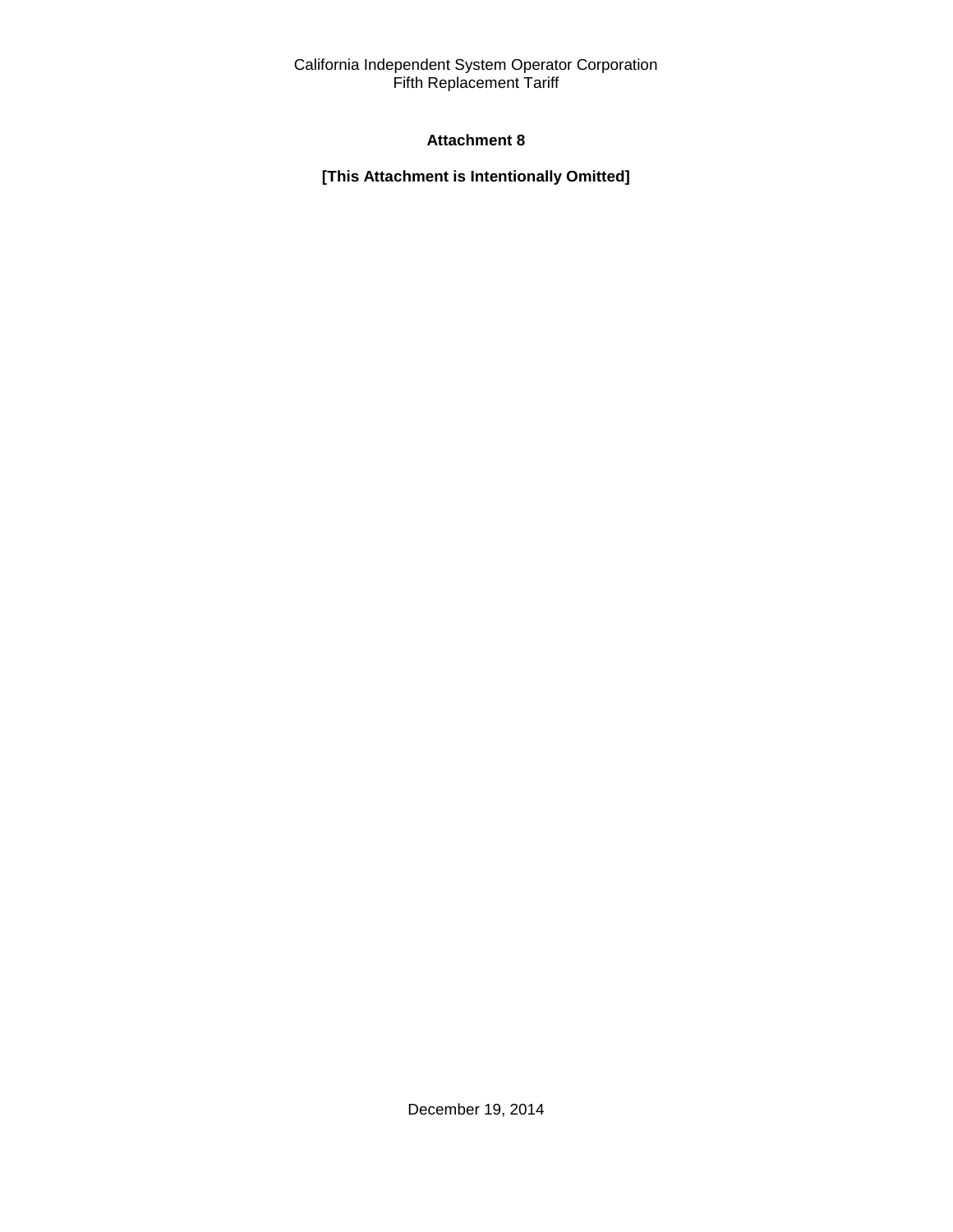California Independent System Operator Corporation
Fifth Replacement Tariff

## Attachment 8

**[This Attachment is Intentionally Omitted]**

December 19, 2014